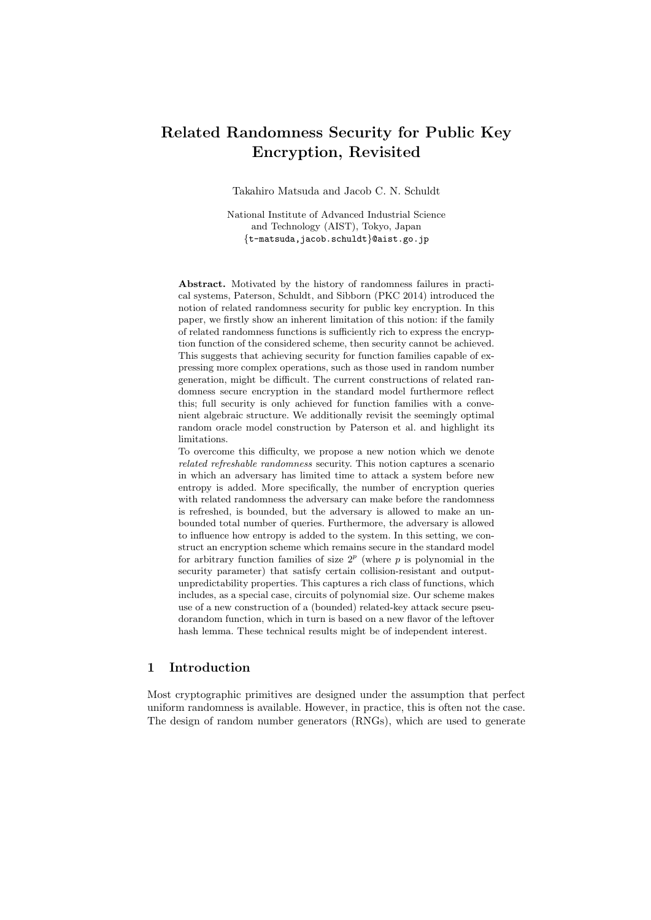# Related Randomness Security for Public Key Encryption, Revisited

Takahiro Matsuda and Jacob C. N. Schuldt

National Institute of Advanced Industrial Science and Technology (AIST), Tokyo, Japan
{t-matsuda,jacob.schuldt}@aist.go.jp

**Abstract.** Motivated by the history of randomness failures in practical systems, Paterson, Schuldt, and Sibborn (PKC 2014) introduced the notion of related randomness security for public key encryption. In this paper, we firstly show an inherent limitation of this notion: if the family of related randomness functions is sufficiently rich to express the encryption function of the considered scheme, then security cannot be achieved. This suggests that achieving security for function families capable of expressing more complex operations, such as those used in random number generation, might be difficult. The current constructions of related randomness secure encryption in the standard model furthermore reflect this; full security is only achieved for function families with a convenient algebraic structure. We additionally revisit the seemingly optimal random oracle model construction by Paterson et al. and highlight its limitations.

To overcome this difficulty, we propose a new notion which we denote *related refreshable randomness* security. This notion captures a scenario in which an adversary has limited time to attack a system before new entropy is added. More specifically, the number of encryption queries with related randomness the adversary can make before the randomness is refreshed, is bounded, but the adversary is allowed to make an unbounded total number of queries. Furthermore, the adversary is allowed to influence how entropy is added to the system. In this setting, we construct an encryption scheme which remains secure in the standard model for arbitrary function families of size $2^p$ (where $p$ is polynomial in the security parameter) that satisfy certain collision-resistant and output-unpredictability properties. This captures a rich class of functions, which includes, as a special case, circuits of polynomial size. Our scheme makes use of a new construction of a (bounded) related-key attack secure pseudorandom function, which in turn is based on a new flavor of the leftover hash lemma. These technical results might be of independent interest.

## 1 Introduction

Most cryptographic primitives are designed under the assumption that perfect uniform randomness is available. However, in practice, this is often not the case. The design of random number generators (RNGs), which are used to generate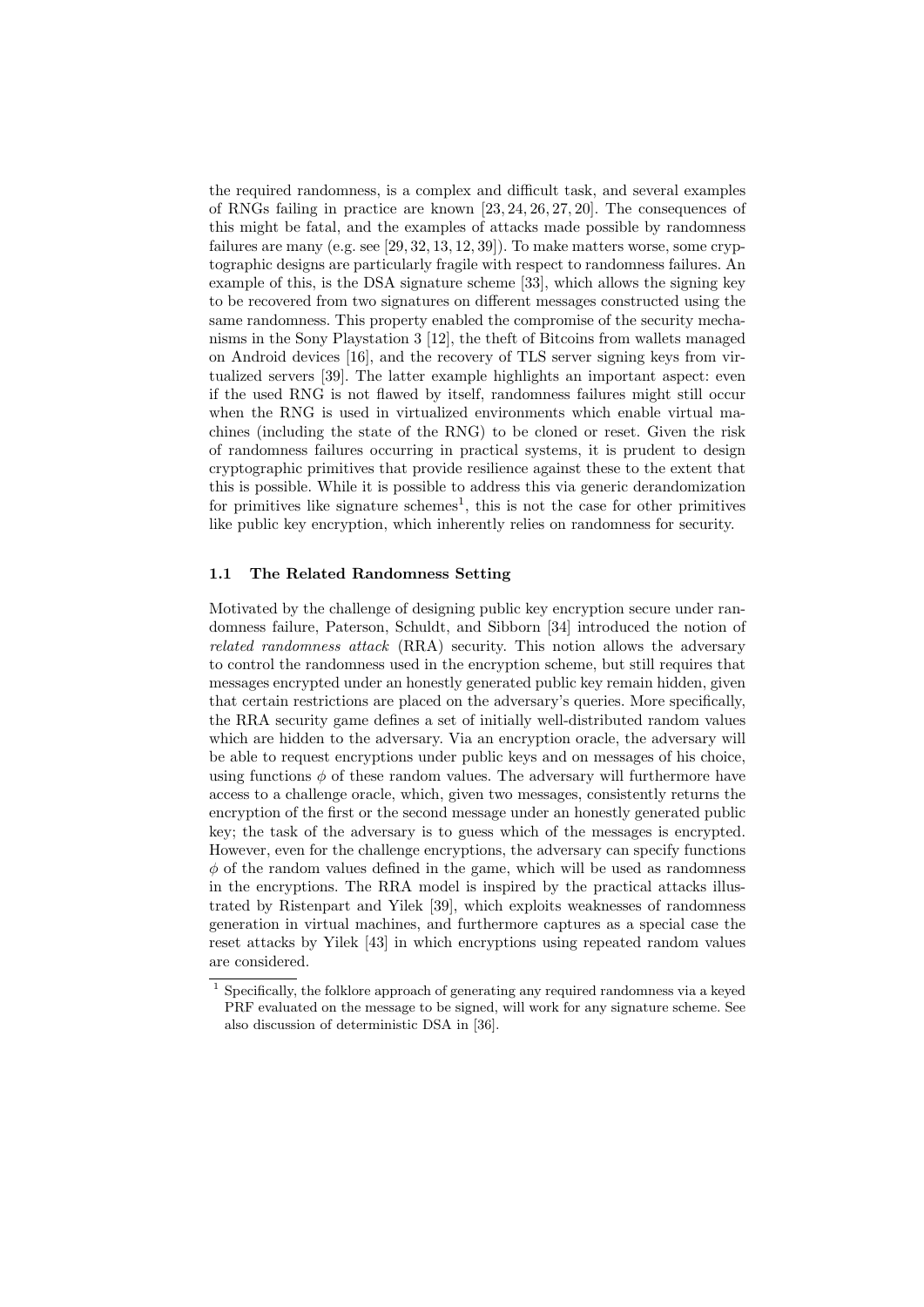the required randomness, is a complex and difficult task, and several examples of RNGs failing in practice are known [23, 24, 26, 27, 20]. The consequences of this might be fatal, and the examples of attacks made possible by randomness failures are many (e.g. see [29, 32, 13, 12, 39]). To make matters worse, some cryptographic designs are particularly fragile with respect to randomness failures. An example of this, is the DSA signature scheme [33], which allows the signing key to be recovered from two signatures on different messages constructed using the same randomness. This property enabled the compromise of the security mechanisms in the Sony Playstation 3 [12], the theft of Bitcoins from wallets managed on Android devices [16], and the recovery of TLS server signing keys from virtualized servers [39]. The latter example highlights an important aspect: even if the used RNG is not flawed by itself, randomness failures might still occur when the RNG is used in virtualized environments which enable virtual machines (including the state of the RNG) to be cloned or reset. Given the risk of randomness failures occurring in practical systems, it is prudent to design cryptographic primitives that provide resilience against these to the extent that this is possible. While it is possible to address this via generic derandomization for primitives like signature schemes[1], this is not the case for other primitives like public key encryption, which inherently relies on randomness for security.

### 1.1 The Related Randomness Setting

Motivated by the challenge of designing public key encryption secure under randomness failure, Paterson, Schuldt, and Sibborn [34] introduced the notion of *related randomness attack* (RRA) security. This notion allows the adversary to control the randomness used in the encryption scheme, but still requires that messages encrypted under an honestly generated public key remain hidden, given that certain restrictions are placed on the adversary's queries. More specifically, the RRA security game defines a set of initially well-distributed random values which are hidden to the adversary. Via an encryption oracle, the adversary will be able to request encryptions under public keys and on messages of his choice, using functions $\phi$ of these random values. The adversary will furthermore have access to a challenge oracle, which, given two messages, consistently returns the encryption of the first or the second message under an honestly generated public key; the task of the adversary is to guess which of the messages is encrypted. However, even for the challenge encryptions, the adversary can specify functions $\phi$ of the random values defined in the game, which will be used as randomness in the encryptions. The RRA model is inspired by the practical attacks illustrated by Ristenpart and Yilek [39], which exploits weaknesses of randomness generation in virtual machines, and furthermore captures as a special case the reset attacks by Yilek [43] in which encryptions using repeated random values are considered.

[1] Specifically, the folklore approach of generating any required randomness via a keyed PRF evaluated on the message to be signed, will work for any signature scheme. See also discussion of deterministic DSA in [36].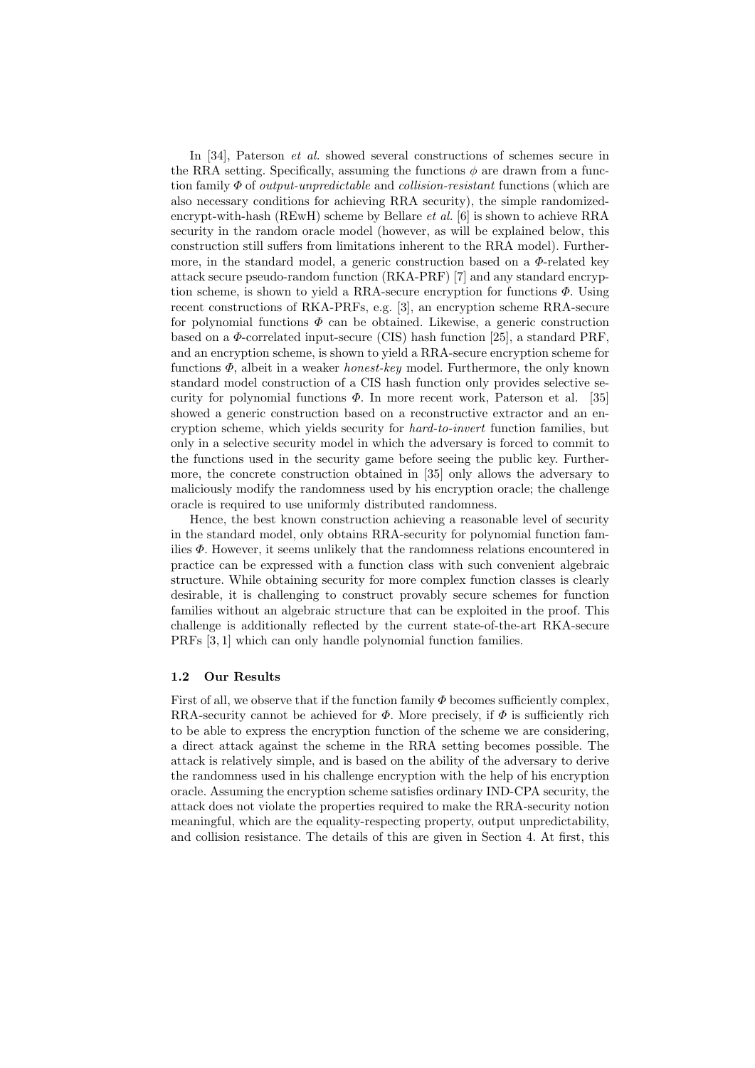In [34], Paterson *et al.* showed several constructions of schemes secure in the RRA setting. Specifically, assuming the functions $\phi$ are drawn from a function family $\Phi$ of *output-unpredictable* and *collision-resistant* functions (which are also necessary conditions for achieving RRA security), the simple randomized-encrypt-with-hash (REwH) scheme by Bellare *et al.* [6] is shown to achieve RRA security in the random oracle model (however, as will be explained below, this construction still suffers from limitations inherent to the RRA model). Furthermore, in the standard model, a generic construction based on a $\Phi$-related key attack secure pseudo-random function (RKA-PRF) [7] and any standard encryption scheme, is shown to yield a RRA-secure encryption for functions $\Phi$. Using recent constructions of RKA-PRFs, e.g. [3], an encryption scheme RRA-secure for polynomial functions $\Phi$ can be obtained. Likewise, a generic construction based on a $\Phi$-correlated input-secure (CIS) hash function [25], a standard PRF, and an encryption scheme, is shown to yield a RRA-secure encryption scheme for functions $\Phi$, albeit in a weaker *honest-key* model. Furthermore, the only known standard model construction of a CIS hash function only provides selective security for polynomial functions $\Phi$. In more recent work, Paterson et al. [35] showed a generic construction based on a reconstructive extractor and an encryption scheme, which yields security for *hard-to-invert* function families, but only in a selective security model in which the adversary is forced to commit to the functions used in the security game before seeing the public key. Furthermore, the concrete construction obtained in [35] only allows the adversary to maliciously modify the randomness used by his encryption oracle; the challenge oracle is required to use uniformly distributed randomness.

Hence, the best known construction achieving a reasonable level of security in the standard model, only obtains RRA-security for polynomial function families $\Phi$. However, it seems unlikely that the randomness relations encountered in practice can be expressed with a function class with such convenient algebraic structure. While obtaining security for more complex function classes is clearly desirable, it is challenging to construct provably secure schemes for function families without an algebraic structure that can be exploited in the proof. This challenge is additionally reflected by the current state-of-the-art RKA-secure PRFs [3, 1] which can only handle polynomial function families.

### 1.2 Our Results

First of all, we observe that if the function family $\Phi$ becomes sufficiently complex, RRA-security cannot be achieved for $\Phi$. More precisely, if $\Phi$ is sufficiently rich to be able to express the encryption function of the scheme we are considering, a direct attack against the scheme in the RRA setting becomes possible. The attack is relatively simple, and is based on the ability of the adversary to derive the randomness used in his challenge encryption with the help of his encryption oracle. Assuming the encryption scheme satisfies ordinary IND-CPA security, the attack does not violate the properties required to make the RRA-security notion meaningful, which are the equality-respecting property, output unpredictability, and collision resistance. The details of this are given in Section 4. At first, this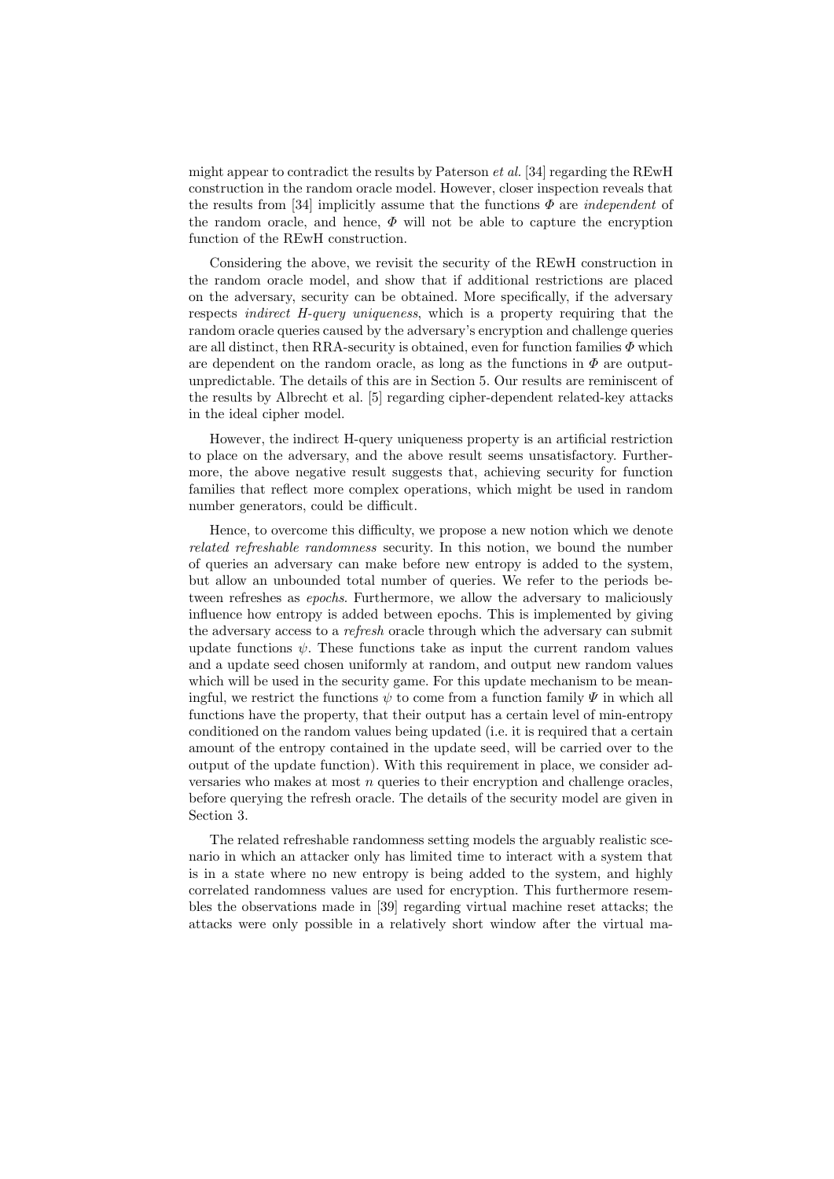might appear to contradict the results by Paterson *et al.* [34] regarding the REwH construction in the random oracle model. However, closer inspection reveals that the results from [34] implicitly assume that the functions $\Phi$ are *independent* of the random oracle, and hence, $\Phi$ will not be able to capture the encryption function of the REwH construction.

Considering the above, we revisit the security of the REwH construction in the random oracle model, and show that if additional restrictions are placed on the adversary, security can be obtained. More specifically, if the adversary respects *indirect H-query uniqueness*, which is a property requiring that the random oracle queries caused by the adversary's encryption and challenge queries are all distinct, then RRA-security is obtained, even for function families $\Phi$ which are dependent on the random oracle, as long as the functions in $\Phi$ are output-unpredictable. The details of this are in Section 5. Our results are reminiscent of the results by Albrecht et al. [5] regarding cipher-dependent related-key attacks in the ideal cipher model.

However, the indirect H-query uniqueness property is an artificial restriction to place on the adversary, and the above result seems unsatisfactory. Furthermore, the above negative result suggests that, achieving security for function families that reflect more complex operations, which might be used in random number generators, could be difficult.

Hence, to overcome this difficulty, we propose a new notion which we denote *related refreshable randomness* security. In this notion, we bound the number of queries an adversary can make before new entropy is added to the system, but allow an unbounded total number of queries. We refer to the periods between refreshes as *epochs*. Furthermore, we allow the adversary to maliciously influence how entropy is added between epochs. This is implemented by giving the adversary access to a *refresh* oracle through which the adversary can submit update functions $\psi$. These functions take as input the current random values and a update seed chosen uniformly at random, and output new random values which will be used in the security game. For this update mechanism to be meaningful, we restrict the functions $\psi$ to come from a function family $\Psi$ in which all functions have the property, that their output has a certain level of min-entropy conditioned on the random values being updated (i.e. it is required that a certain amount of the entropy contained in the update seed, will be carried over to the output of the update function). With this requirement in place, we consider adversaries who makes at most $n$ queries to their encryption and challenge oracles, before querying the refresh oracle. The details of the security model are given in Section 3.

The related refreshable randomness setting models the arguably realistic scenario in which an attacker only has limited time to interact with a system that is in a state where no new entropy is being added to the system, and highly correlated randomness values are used for encryption. This furthermore resembles the observations made in [39] regarding virtual machine reset attacks; the attacks were only possible in a relatively short window after the virtual ma-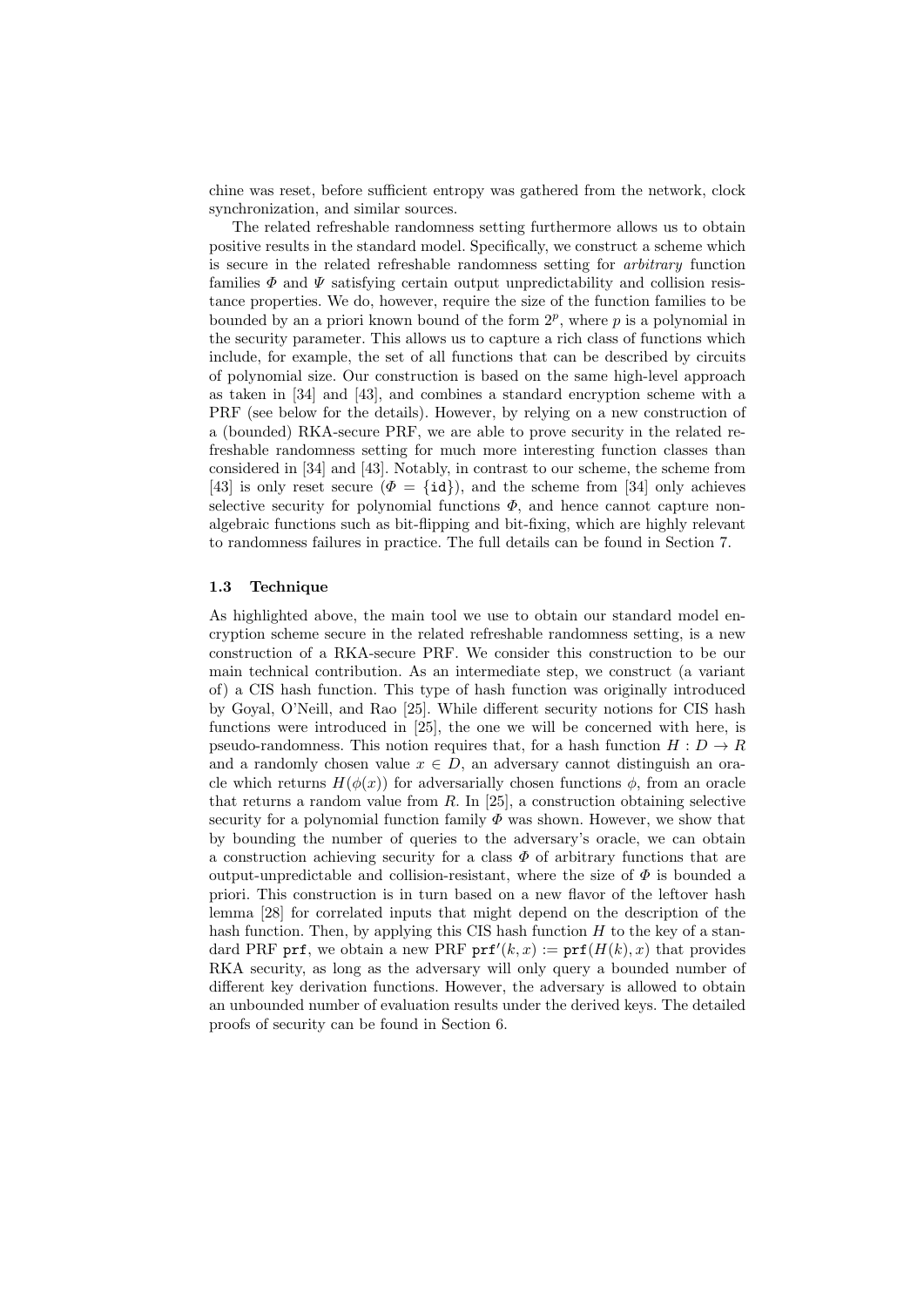chine was reset, before sufficient entropy was gathered from the network, clock synchronization, and similar sources.

The related refreshable randomness setting furthermore allows us to obtain positive results in the standard model. Specifically, we construct a scheme which is secure in the related refreshable randomness setting for *arbitrary* function families $\Phi$ and $\Psi$ satisfying certain output unpredictability and collision resistance properties. We do, however, require the size of the function families to be bounded by an a priori known bound of the form $2^p$, where $p$ is a polynomial in the security parameter. This allows us to capture a rich class of functions which include, for example, the set of all functions that can be described by circuits of polynomial size. Our construction is based on the same high-level approach as taken in [34] and [43], and combines a standard encryption scheme with a PRF (see below for the details). However, by relying on a new construction of a (bounded) RKA-secure PRF, we are able to prove security in the related refreshable randomness setting for much more interesting function classes than considered in [34] and [43]. Notably, in contrast to our scheme, the scheme from [43] is only reset secure ($\Phi = \{\mathtt{id}\}$), and the scheme from [34] only achieves selective security for polynomial functions $\Phi$, and hence cannot capture non-algebraic functions such as bit-flipping and bit-fixing, which are highly relevant to randomness failures in practice. The full details can be found in Section 7.

### 1.3 Technique

As highlighted above, the main tool we use to obtain our standard model encryption scheme secure in the related refreshable randomness setting, is a new construction of a RKA-secure PRF. We consider this construction to be our main technical contribution. As an intermediate step, we construct (a variant of) a CIS hash function. This type of hash function was originally introduced by Goyal, O'Neill, and Rao [25]. While different security notions for CIS hash functions were introduced in [25], the one we will be concerned with here, is pseudo-randomness. This notion requires that, for a hash function $H : D \to R$ and a randomly chosen value $x \in D$, an adversary cannot distinguish an oracle which returns $H(\phi(x))$ for adversarially chosen functions $\phi$, from an oracle that returns a random value from $R$. In [25], a construction obtaining selective security for a polynomial function family $\Phi$ was shown. However, we show that by bounding the number of queries to the adversary's oracle, we can obtain a construction achieving security for a class $\Phi$ of arbitrary functions that are output-unpredictable and collision-resistant, where the size of $\Phi$ is bounded a priori. This construction is in turn based on a new flavor of the leftover hash lemma [28] for correlated inputs that might depend on the description of the hash function. Then, by applying this CIS hash function $H$ to the key of a standard PRF $\mathtt{prf}$, we obtain a new PRF $\mathtt{prf}'(k, x) := \mathtt{prf}(H(k), x)$ that provides RKA security, as long as the adversary will only query a bounded number of different key derivation functions. However, the adversary is allowed to obtain an unbounded number of evaluation results under the derived keys. The detailed proofs of security can be found in Section 6.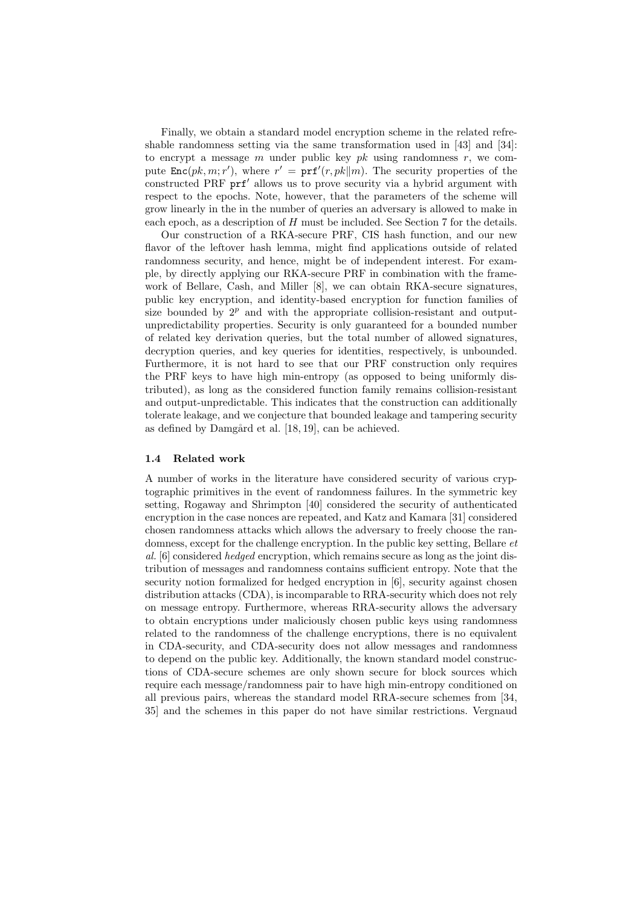Finally, we obtain a standard model encryption scheme in the related refreshable randomness setting via the same transformation used in [43] and [34]: to encrypt a message $m$ under public key $pk$ using randomness $r$, we compute $\mathtt{Enc}(pk, m; r')$, where $r' = \mathtt{prf}'(r, pk \| m)$. The security properties of the constructed PRF $\mathtt{prf}'$ allows us to prove security via a hybrid argument with respect to the epochs. Note, however, that the parameters of the scheme will grow linearly in the in the number of queries an adversary is allowed to make in each epoch, as a description of $H$ must be included. See Section 7 for the details.

Our construction of a RKA-secure PRF, CIS hash function, and our new flavor of the leftover hash lemma, might find applications outside of related randomness security, and hence, might be of independent interest. For example, by directly applying our RKA-secure PRF in combination with the framework of Bellare, Cash, and Miller [8], we can obtain RKA-secure signatures, public key encryption, and identity-based encryption for function families of size bounded by $2^p$ and with the appropriate collision-resistant and output-unpredictability properties. Security is only guaranteed for a bounded number of related key derivation queries, but the total number of allowed signatures, decryption queries, and key queries for identities, respectively, is unbounded. Furthermore, it is not hard to see that our PRF construction only requires the PRF keys to have high min-entropy (as opposed to being uniformly distributed), as long as the considered function family remains collision-resistant and output-unpredictable. This indicates that the construction can additionally tolerate leakage, and we conjecture that bounded leakage and tampering security as defined by Damgård et al. [18, 19], can be achieved.

### 1.4 Related work

A number of works in the literature have considered security of various cryptographic primitives in the event of randomness failures. In the symmetric key setting, Rogaway and Shrimpton [40] considered the security of authenticated encryption in the case nonces are repeated, and Katz and Kamara [31] considered chosen randomness attacks which allows the adversary to freely choose the randomness, except for the challenge encryption. In the public key setting, Bellare *et al.* [6] considered *hedged* encryption, which remains secure as long as the joint distribution of messages and randomness contains sufficient entropy. Note that the security notion formalized for hedged encryption in [6], security against chosen distribution attacks (CDA), is incomparable to RRA-security which does not rely on message entropy. Furthermore, whereas RRA-security allows the adversary to obtain encryptions under maliciously chosen public keys using randomness related to the randomness of the challenge encryptions, there is no equivalent in CDA-security, and CDA-security does not allow messages and randomness to depend on the public key. Additionally, the known standard model constructions of CDA-secure schemes are only shown secure for block sources which require each message/randomness pair to have high min-entropy conditioned on all previous pairs, whereas the standard model RRA-secure schemes from [34, 35] and the schemes in this paper do not have similar restrictions. Vergnaud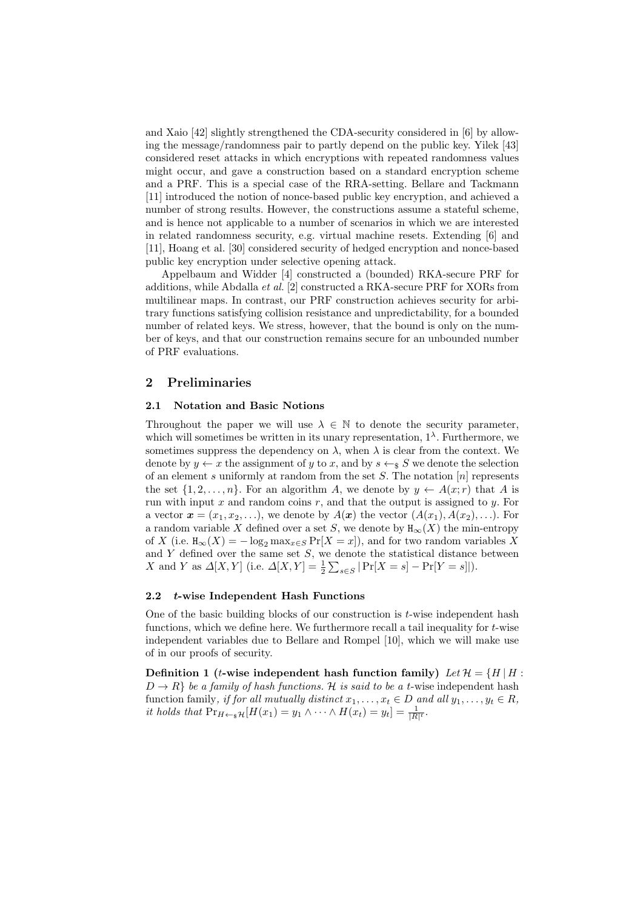and Xaio [42] slightly strengthened the CDA-security considered in [6] by allowing the message/randomness pair to partly depend on the public key. Yilek [43] considered reset attacks in which encryptions with repeated randomness values might occur, and gave a construction based on a standard encryption scheme and a PRF. This is a special case of the RRA-setting. Bellare and Tackmann [11] introduced the notion of nonce-based public key encryption, and achieved a number of strong results. However, the constructions assume a stateful scheme, and is hence not applicable to a number of scenarios in which we are interested in related randomness security, e.g. virtual machine resets. Extending [6] and [11], Hoang et al. [30] considered security of hedged encryption and nonce-based public key encryption under selective opening attack.

Appelbaum and Widder [4] constructed a (bounded) RKA-secure PRF for additions, while Abdalla *et al.* [2] constructed a RKA-secure PRF for XORs from multilinear maps. In contrast, our PRF construction achieves security for arbitrary functions satisfying collision resistance and unpredictability, for a bounded number of related keys. We stress, however, that the bound is only on the number of keys, and that our construction remains secure for an unbounded number of PRF evaluations.

## 2 Preliminaries

### 2.1 Notation and Basic Notions

Throughout the paper we will use $\lambda \in \mathbb{N}$ to denote the security parameter, which will sometimes be written in its unary representation, $1^\lambda$. Furthermore, we sometimes suppress the dependency on $\lambda$, when $\lambda$ is clear from the context. We denote by $y \leftarrow x$ the assignment of $y$ to $x$, and by $s \leftarrow_\$ S$ we denote the selection of an element $s$ uniformly at random from the set $S$. The notation $[n]$ represents the set $\{1, 2, \ldots, n\}$. For an algorithm $A$, we denote by $y \leftarrow A(x; r)$ that $A$ is run with input $x$ and random coins $r$, and that the output is assigned to $y$. For a vector $\boldsymbol{x} = (x_1, x_2, \ldots)$, we denote by $A(\boldsymbol{x})$ the vector $(A(x_1), A(x_2), \ldots)$. For a random variable $X$ defined over a set $S$, we denote by $\mathtt{H}_\infty(X)$ the min-entropy of $X$ (i.e. $\mathtt{H}_\infty(X) = -\log_2 \max_{x \in S} \Pr[X = x]$), and for two random variables $X$ and $Y$ defined over the same set $S$, we denote the statistical distance between $X$ and $Y$ as $\Delta[X, Y]$ (i.e. $\Delta[X, Y] = \frac{1}{2} \sum_{s \in S} |\Pr[X = s] - \Pr[Y = s]|$).

### 2.2 $t$-wise Independent Hash Functions

One of the basic building blocks of our construction is $t$-wise independent hash functions, which we define here. We furthermore recall a tail inequality for $t$-wise independent variables due to Bellare and Rompel [10], which we will make use of in our proofs of security.

**Definition 1 ($t$-wise independent hash function family)** *Let $\mathcal{H} = \{H \mid H : D \rightarrow R\}$ be a family of hash functions. $\mathcal{H}$ is said to be a $t$-wise* independent hash function family*, if for all mutually distinct $x_1, \ldots, x_t \in D$ and all $y_1, \ldots, y_t \in R$, it holds that $\Pr_{H \leftarrow_\$ \mathcal{H}}[H(x_1) = y_1 \wedge \cdots \wedge H(x_t) = y_t] = \frac{1}{|R|^t}$.*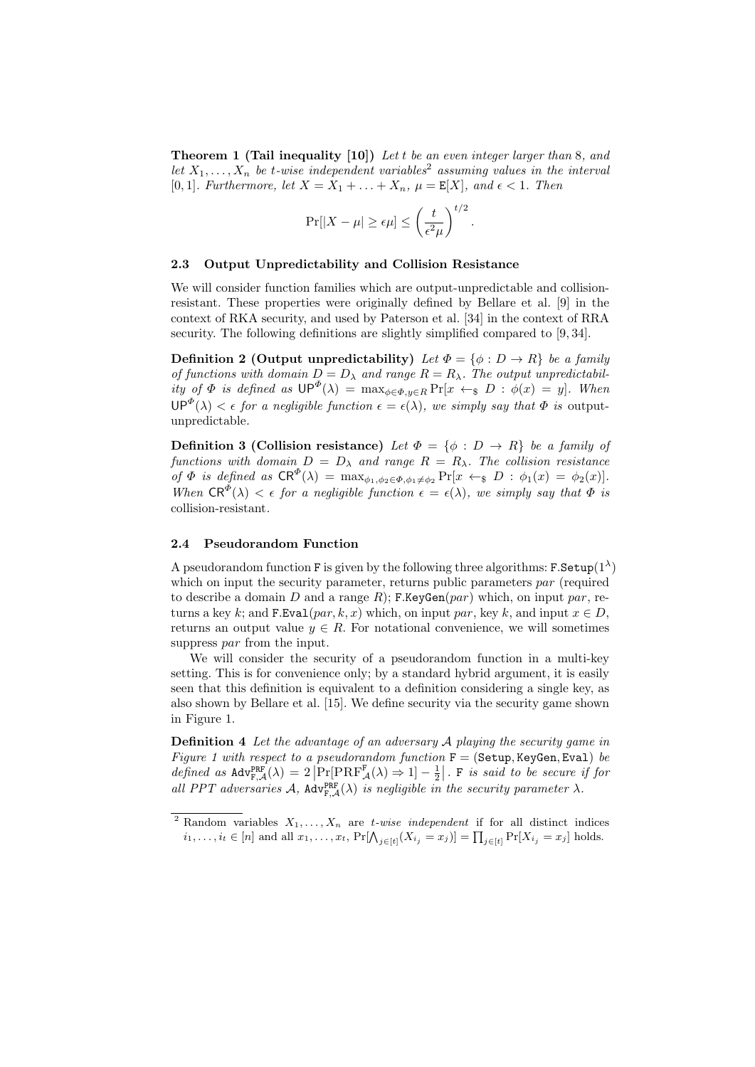**Theorem 1 (Tail inequality [10])** *Let $t$ be an even integer larger than 8, and let $X_1, \ldots, X_n$ be $t$-wise independent variables*[2] *assuming values in the interval $[0, 1]$. Furthermore, let $X = X_1 + \ldots + X_n$, $\mu = \mathsf{E}[X]$, and $\epsilon < 1$. Then*

$$\Pr[|X - \mu| \geq \epsilon\mu] \leq \left(\frac{t}{\epsilon^2 \mu}\right)^{t/2}.$$

### 2.3 Output Unpredictability and Collision Resistance

We will consider function families which are output-unpredictable and collision-resistant. These properties were originally defined by Bellare et al. [9] in the context of RKA security, and used by Paterson et al. [34] in the context of RRA security. The following definitions are slightly simplified compared to [9, 34].

**Definition 2 (Output unpredictability)** *Let $\Phi = \{\phi : D \to R\}$ be a family of functions with domain $D = D_\lambda$ and range $R = R_\lambda$. The output unpredictability of $\Phi$ is defined as $\mathsf{UP}^{\Phi}(\lambda) = \max_{\phi \in \Phi, y \in R} \Pr[x \leftarrow_\$ D : \phi(x) = y]$. When $\mathsf{UP}^{\Phi}(\lambda) < \epsilon$ for a negligible function $\epsilon = \epsilon(\lambda)$, we simply say that $\Phi$ is* output-unpredictable.

**Definition 3 (Collision resistance)** *Let $\Phi = \{\phi : D \to R\}$ be a family of functions with domain $D = D_\lambda$ and range $R = R_\lambda$. The collision resistance of $\Phi$ is defined as $\mathsf{CR}^{\Phi}(\lambda) = \max_{\phi_1, \phi_2 \in \Phi, \phi_1 \neq \phi_2} \Pr[x \leftarrow_\$ D : \phi_1(x) = \phi_2(x)]$. When $\mathsf{CR}^{\Phi}(\lambda) < \epsilon$ for a negligible function $\epsilon = \epsilon(\lambda)$, we simply say that $\Phi$ is* collision-resistant.

### 2.4 Pseudorandom Function

A pseudorandom function $\mathtt{F}$ is given by the following three algorithms: $\mathtt{F.Setup}(1^\lambda)$ which on input the security parameter, returns public parameters $par$ (required to describe a domain $D$ and a range $R$); $\mathtt{F.KeyGen}(par)$ which, on input $par$, returns a key $k$; and $\mathtt{F.Eval}(par, k, x)$ which, on input $par$, key $k$, and input $x \in D$, returns an output value $y \in R$. For notational convenience, we will sometimes suppress $par$ from the input.

We will consider the security of a pseudorandom function in a multi-key setting. This is for convenience only; by a standard hybrid argument, it is easily seen that this definition is equivalent to a definition considering a single key, as also shown by Bellare et al. [15]. We define security via the security game shown in Figure 1.

**Definition 4** *Let the advantage of an adversary $\mathcal{A}$ playing the security game in Figure 1 with respect to a pseudorandom function $\mathtt{F} = (\mathtt{Setup}, \mathtt{KeyGen}, \mathtt{Eval})$ be defined as $\mathtt{Adv}^{\mathtt{PRF}}_{\mathtt{F},\mathcal{A}}(\lambda) = 2\left|\Pr[\mathrm{PRF}^{\mathtt{F}}_{\mathcal{A}}(\lambda) \Rightarrow 1] - \frac{1}{2}\right|$. $\mathtt{F}$ is said to be secure if for all PPT adversaries $\mathcal{A}$, $\mathtt{Adv}^{\mathtt{PRF}}_{\mathtt{F},\mathcal{A}}(\lambda)$ is negligible in the security parameter $\lambda$.*

---

[2] Random variables $X_1, \ldots, X_n$ are *t-wise independent* if for all distinct indices $i_1, \ldots, i_t \in [n]$ and all $x_1, \ldots, x_t$, $\Pr[\bigwedge_{j \in [t]} (X_{i_j} = x_j)] = \prod_{j \in [t]} \Pr[X_{i_j} = x_j]$ holds.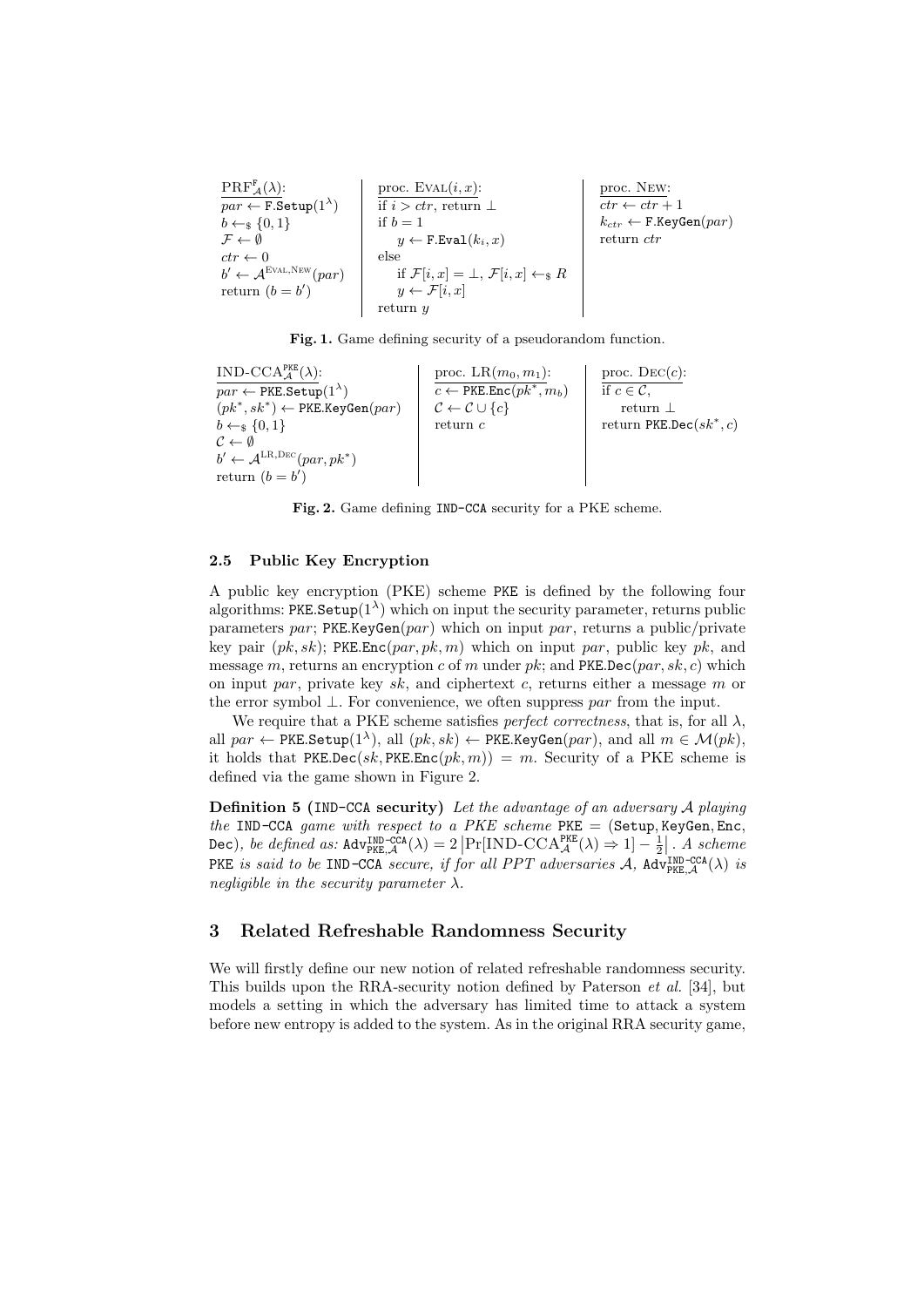```
PRF^F_A(λ):
  par ← F.Setup(1^λ)
  b ←$ {0,1}
  F ← ∅
  ctr ← 0
  b' ← A^{Eval,New}(par)
  return (b = b')

proc. Eval(i, x):
  if i > ctr, return ⊥
  if b = 1
    y ← F.Eval(k_i, x)
  else
    if F[i, x] = ⊥, F[i, x] ←$ R
    y ← F[i, x]
  return y

proc. New:
  ctr ← ctr + 1
  k_ctr ← F.KeyGen(par)
  return ctr
```

**Fig. 1.** Game defining security of a pseudorandom function.

```
IND-CCA^PKE_A(λ):
  par ← PKE.Setup(1^λ)
  (pk*, sk*) ← PKE.KeyGen(par)
  b ←$ {0,1}
  C ← ∅
  b' ← A^{LR,Dec}(par, pk*)
  return (b = b')

proc. LR(m_0, m_1):
  c ← PKE.Enc(pk*, m_b)
  C ← C ∪ {c}
  return c

proc. Dec(c):
  if c ∈ C,
    return ⊥
  return PKE.Dec(sk*, c)
```

**Fig. 2.** Game defining IND-CCA security for a PKE scheme.

### 2.5 Public Key Encryption

A public key encryption (PKE) scheme PKE is defined by the following four algorithms: $\mathtt{PKE.Setup}(1^\lambda)$ which on input the security parameter, returns public parameters $par$; $\mathtt{PKE.KeyGen}(par)$ which on input $par$, returns a public/private key pair $(pk, sk)$; $\mathtt{PKE.Enc}(par, pk, m)$ which on input $par$, public key $pk$, and message $m$, returns an encryption $c$ of $m$ under $pk$; and $\mathtt{PKE.Dec}(par, sk, c)$ which on input $par$, private key $sk$, and ciphertext $c$, returns either a message $m$ or the error symbol $\perp$. For convenience, we often suppress $par$ from the input.

We require that a PKE scheme satisfies *perfect correctness*, that is, for all $\lambda$, all $par \leftarrow \mathtt{PKE.Setup}(1^\lambda)$, all $(pk, sk) \leftarrow \mathtt{PKE.KeyGen}(par)$, and all $m \in \mathcal{M}(pk)$, it holds that $\mathtt{PKE.Dec}(sk, \mathtt{PKE.Enc}(pk, m)) = m$. Security of a PKE scheme is defined via the game shown in Figure 2.

**Definition 5 (IND-CCA security)** *Let the advantage of an adversary $\mathcal{A}$ playing the IND-CCA game with respect to a PKE scheme PKE = (Setup, KeyGen, Enc, Dec), be defined as:* $\mathtt{Adv}^{\mathtt{IND\text{-}CCA}}_{\mathtt{PKE},\mathcal{A}}(\lambda) = 2\left|\Pr[\text{IND-CCA}^{\mathtt{PKE}}_{\mathcal{A}}(\lambda) \Rightarrow 1] - \frac{1}{2}\right|$. *A scheme PKE is said to be IND-CCA secure, if for all PPT adversaries $\mathcal{A}$, $\mathtt{Adv}^{\mathtt{IND\text{-}CCA}}_{\mathtt{PKE},\mathcal{A}}(\lambda)$ is negligible in the security parameter $\lambda$.*

## 3 Related Refreshable Randomness Security

We will firstly define our new notion of related refreshable randomness security. This builds upon the RRA-security notion defined by Paterson *et al.* [34], but models a setting in which the adversary has limited time to attack a system before new entropy is added to the system. As in the original RRA security game,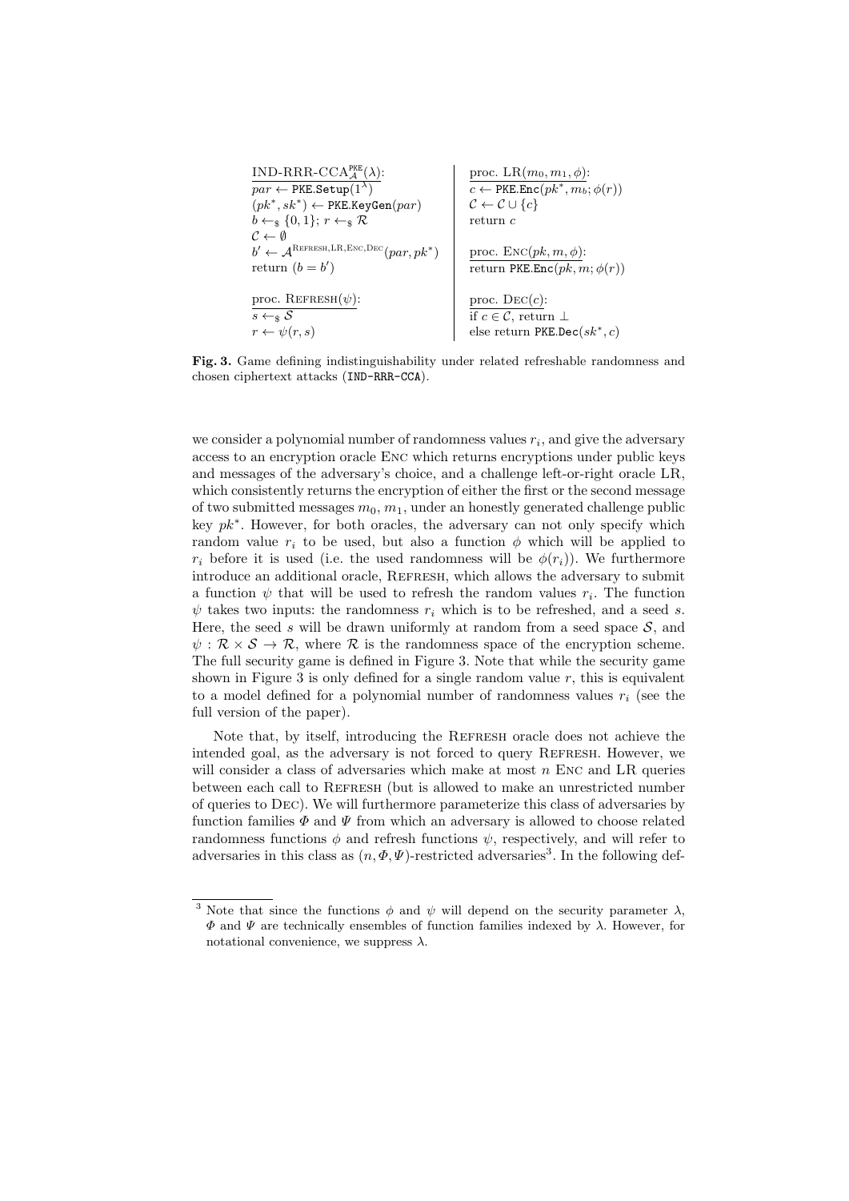```
IND-RRR-CCA_A^PKE(λ):                         proc. LR(m_0, m_1, φ):
par ← PKE.Setup(1^λ)                          c ← PKE.Enc(pk*, m_b; φ(r))
(pk*, sk*) ← PKE.KeyGen(par)                  C ← C ∪ {c}
b ←$ {0,1}; r ←$ R                            return c
C ← ∅
b' ← A^{Refresh,LR,Enc,Dec}(par, pk*)         proc. Enc(pk, m, φ):
return (b = b')                               return PKE.Enc(pk, m; φ(r))

proc. Refresh(ψ):                             proc. Dec(c):
s ←$ S                                        if c ∈ C, return ⊥
r ← ψ(r, s)                                   else return PKE.Dec(sk*, c)
```

**Fig. 3.** Game defining indistinguishability under related refreshable randomness and chosen ciphertext attacks (IND-RRR-CCA).

we consider a polynomial number of randomness values $r_i$, and give the adversary access to an encryption oracle Enc which returns encryptions under public keys and messages of the adversary's choice, and a challenge left-or-right oracle LR, which consistently returns the encryption of either the first or the second message of two submitted messages $m_0, m_1$, under an honestly generated challenge public key $pk^*$. However, for both oracles, the adversary can not only specify which random value $r_i$ to be used, but also a function $\phi$ which will be applied to $r_i$ before it is used (i.e. the used randomness will be $\phi(r_i)$). We furthermore introduce an additional oracle, Refresh, which allows the adversary to submit a function $\psi$ that will be used to refresh the random values $r_i$. The function $\psi$ takes two inputs: the randomness $r_i$ which is to be refreshed, and a seed $s$. Here, the seed $s$ will be drawn uniformly at random from a seed space $\mathcal{S}$, and $\psi : \mathcal{R} \times \mathcal{S} \to \mathcal{R}$, where $\mathcal{R}$ is the randomness space of the encryption scheme. The full security game is defined in Figure 3. Note that while the security game shown in Figure 3 is only defined for a single random value $r$, this is equivalent to a model defined for a polynomial number of randomness values $r_i$ (see the full version of the paper).

Note that, by itself, introducing the Refresh oracle does not achieve the intended goal, as the adversary is not forced to query Refresh. However, we will consider a class of adversaries which make at most $n$ Enc and LR queries between each call to Refresh (but is allowed to make an unrestricted number of queries to Dec). We will furthermore parameterize this class of adversaries by function families $\Phi$ and $\Psi$ from which an adversary is allowed to choose related randomness functions $\phi$ and refresh functions $\psi$, respectively, and will refer to adversaries in this class as $(n, \Phi, \Psi)$-restricted adversaries[3]. In the following def-

[3] Note that since the functions $\phi$ and $\psi$ will depend on the security parameter $\lambda$, $\Phi$ and $\Psi$ are technically ensembles of function families indexed by $\lambda$. However, for notational convenience, we suppress $\lambda$.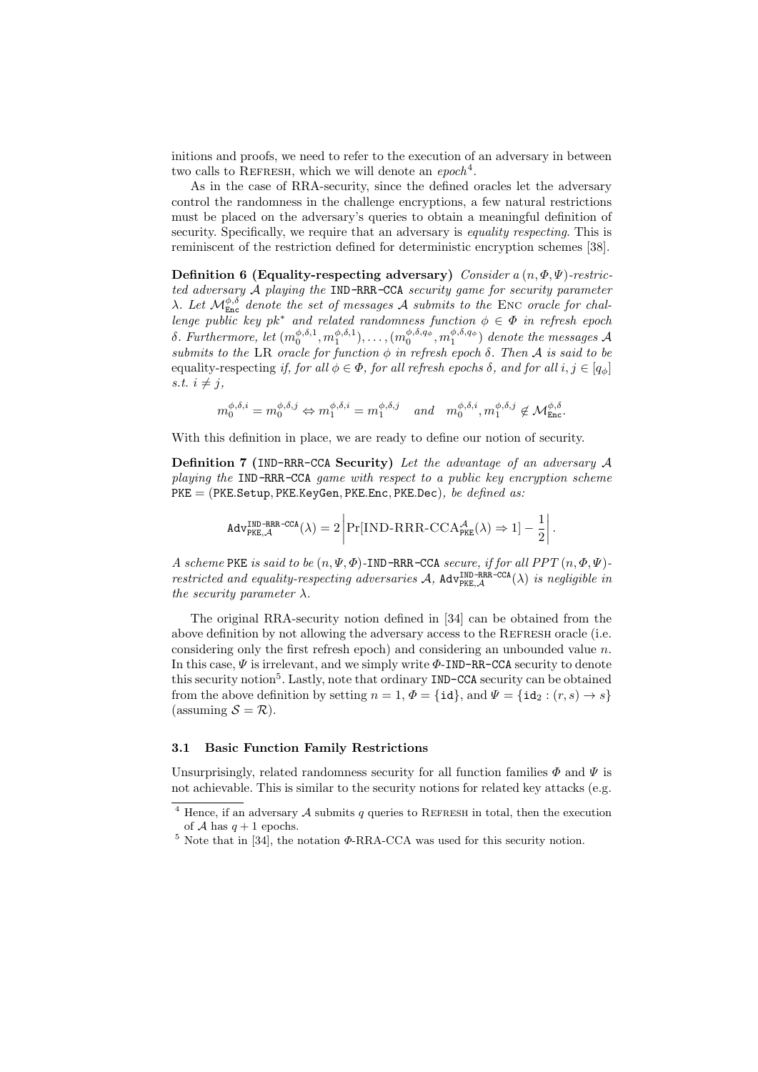initions and proofs, we need to refer to the execution of an adversary in between two calls to Refresh, which we will denote an *epoch*[4].

As in the case of RRA-security, since the defined oracles let the adversary control the randomness in the challenge encryptions, a few natural restrictions must be placed on the adversary's queries to obtain a meaningful definition of security. Specifically, we require that an adversary is *equality respecting*. This is reminiscent of the restriction defined for deterministic encryption schemes [38].

**Definition 6 (Equality-respecting adversary)** *Consider a $(n, \Phi, \Psi)$-restricted adversary $\mathcal{A}$ playing the* `IND-RRR-CCA` *security game for security parameter $\lambda$. Let $\mathcal{M}^{\phi,\delta}_{\texttt{Enc}}$ denote the set of messages $\mathcal{A}$ submits to the* Enc *oracle for challenge public key $pk^*$ and related randomness function $\phi \in \Phi$ in refresh epoch $\delta$. Furthermore, let $(m_0^{\phi,\delta,1}, m_1^{\phi,\delta,1}), \ldots, (m_0^{\phi,\delta,q_\phi}, m_1^{\phi,\delta,q_\phi})$ denote the messages $\mathcal{A}$ submits to the* LR *oracle for function $\phi$ in refresh epoch $\delta$. Then $\mathcal{A}$ is said to be* equality-respecting *if, for all $\phi \in \Phi$, for all refresh epochs $\delta$, and for all $i, j \in [q_\phi]$ s.t. $i \neq j$,*

$$m_0^{\phi,\delta,i} = m_0^{\phi,\delta,j} \Leftrightarrow m_1^{\phi,\delta,i} = m_1^{\phi,\delta,j} \quad \text{and} \quad m_0^{\phi,\delta,i}, m_1^{\phi,\delta,j} \notin \mathcal{M}^{\phi,\delta}_{\texttt{Enc}}.$$

With this definition in place, we are ready to define our notion of security.

**Definition 7 (`IND-RRR-CCA` Security)** *Let the advantage of an adversary $\mathcal{A}$ playing the* `IND-RRR-CCA` *game with respect to a public key encryption scheme* $\texttt{PKE} = (\texttt{PKE.Setup}, \texttt{PKE.KeyGen}, \texttt{PKE.Enc}, \texttt{PKE.Dec})$, *be defined as:*

$$\texttt{Adv}^{\texttt{IND-RRR-CCA}}_{\texttt{PKE},\mathcal{A}}(\lambda) = 2\left|\Pr[\text{IND-RRR-CCA}^{\mathcal{A}}_{\texttt{PKE}}(\lambda) \Rightarrow 1] - \frac{1}{2}\right|.$$

*A scheme* PKE *is said to be $(n, \Psi, \Phi)$-*`IND-RRR-CCA` *secure, if for all PPT $(n, \Phi, \Psi)$-restricted and equality-respecting adversaries $\mathcal{A}$, $\texttt{Adv}^{\texttt{IND-RRR-CCA}}_{\texttt{PKE},\mathcal{A}}(\lambda)$ is negligible in the security parameter $\lambda$.*

The original RRA-security notion defined in [34] can be obtained from the above definition by not allowing the adversary access to the Refresh oracle (i.e. considering only the first refresh epoch) and considering an unbounded value $n$. In this case, $\Psi$ is irrelevant, and we simply write $\Phi$-`IND-RR-CCA` security to denote this security notion[5]. Lastly, note that ordinary `IND-CCA` security can be obtained from the above definition by setting $n = 1$, $\Phi = \{\texttt{id}\}$, and $\Psi = \{\texttt{id}_2 : (r, s) \to s\}$ (assuming $\mathcal{S} = \mathcal{R}$).

### 3.1 Basic Function Family Restrictions

Unsurprisingly, related randomness security for all function families $\Phi$ and $\Psi$ is not achievable. This is similar to the security notions for related key attacks (e.g.

[4] Hence, if an adversary $\mathcal{A}$ submits $q$ queries to Refresh in total, then the execution of $\mathcal{A}$ has $q + 1$ epochs.

[5] Note that in [34], the notation $\Phi$-RRA-CCA was used for this security notion.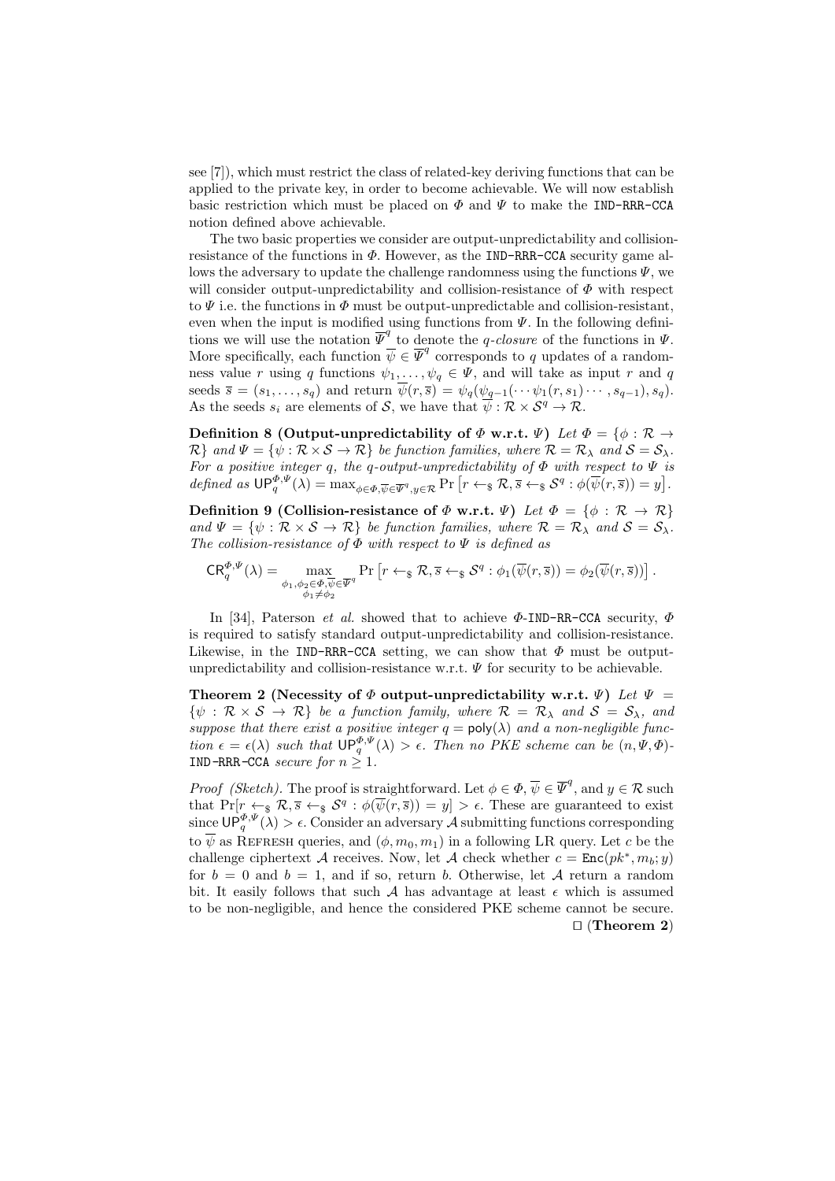see [7]), which must restrict the class of related-key deriving functions that can be applied to the private key, in order to become achievable. We will now establish basic restriction which must be placed on $\Phi$ and $\Psi$ to make the IND-RRR-CCA notion defined above achievable.

The two basic properties we consider are output-unpredictability and collision-resistance of the functions in $\Phi$. However, as the IND-RRR-CCA security game allows the adversary to update the challenge randomness using the functions $\Psi$, we will consider output-unpredictability and collision-resistance of $\Phi$ with respect to $\Psi$ i.e. the functions in $\Phi$ must be output-unpredictable and collision-resistant, even when the input is modified using functions from $\Psi$. In the following definitions we will use the notation $\overline{\Psi}^q$ to denote the *q-closure* of the functions in $\Psi$. More specifically, each function $\overline{\psi} \in \overline{\Psi}^q$ corresponds to $q$ updates of a randomness value $r$ using $q$ functions $\psi_1, \ldots, \psi_q \in \Psi$, and will take as input $r$ and $q$ seeds $\overline{s} = (s_1, \ldots, s_q)$ and return $\overline{\psi}(r, \overline{s}) = \psi_q(\psi_{q-1}(\cdots \psi_1(r, s_1) \cdots, s_{q-1}), s_q)$. As the seeds $s_i$ are elements of $\mathcal{S}$, we have that $\overline{\psi} : \mathcal{R} \times \mathcal{S}^q \to \mathcal{R}$.

**Definition 8 (Output-unpredictability of $\Phi$ w.r.t. $\Psi$)** *Let $\Phi = \{\phi : \mathcal{R} \to \mathcal{R}\}$ and $\Psi = \{\psi : \mathcal{R} \times \mathcal{S} \to \mathcal{R}\}$ be function families, where $\mathcal{R} = \mathcal{R}_\lambda$ and $\mathcal{S} = \mathcal{S}_\lambda$. For a positive integer $q$, the $q$-output-unpredictability of $\Phi$ with respect to $\Psi$ is defined as $\mathsf{UP}_q^{\Phi,\Psi}(\lambda) = \max_{\phi \in \Phi, \overline{\psi} \in \overline{\Psi}^q, y \in \mathcal{R}} \Pr\left[r \leftarrow_\$ \mathcal{R}, \overline{s} \leftarrow_\$ \mathcal{S}^q : \phi(\overline{\psi}(r, \overline{s})) = y\right]$.*

**Definition 9 (Collision-resistance of $\Phi$ w.r.t. $\Psi$)** *Let $\Phi = \{\phi : \mathcal{R} \to \mathcal{R}\}$ and $\Psi = \{\psi : \mathcal{R} \times \mathcal{S} \to \mathcal{R}\}$ be function families, where $\mathcal{R} = \mathcal{R}_\lambda$ and $\mathcal{S} = \mathcal{S}_\lambda$. The collision-resistance of $\Phi$ with respect to $\Psi$ is defined as*

$$\mathsf{CR}_q^{\Phi,\Psi}(\lambda) = \max_{\substack{\phi_1, \phi_2 \in \Phi, \overline{\psi} \in \overline{\Psi}^q \\ \phi_1 \neq \phi_2}} \Pr\left[r \leftarrow_\$ \mathcal{R}, \overline{s} \leftarrow_\$ \mathcal{S}^q : \phi_1(\overline{\psi}(r, \overline{s})) = \phi_2(\overline{\psi}(r, \overline{s}))\right].$$

In [34], Paterson *et al.* showed that to achieve $\Phi$-IND-RR-CCA security, $\Phi$ is required to satisfy standard output-unpredictability and collision-resistance. Likewise, in the IND-RRR-CCA setting, we can show that $\Phi$ must be output-unpredictability and collision-resistance w.r.t. $\Psi$ for security to be achievable.

**Theorem 2 (Necessity of $\Phi$ output-unpredictability w.r.t. $\Psi$)** *Let $\Psi = \{\psi : \mathcal{R} \times \mathcal{S} \to \mathcal{R}\}$ be a function family, where $\mathcal{R} = \mathcal{R}_\lambda$ and $\mathcal{S} = \mathcal{S}_\lambda$, and suppose that there exist a positive integer $q = \mathsf{poly}(\lambda)$ and a non-negligible function $\epsilon = \epsilon(\lambda)$ such that $\mathsf{UP}_q^{\Phi,\Psi}(\lambda) > \epsilon$. Then no PKE scheme can be $(n, \Psi, \Phi)$-IND-RRR-CCA secure for $n \geq 1$.*

*Proof (Sketch).* The proof is straightforward. Let $\phi \in \Phi$, $\overline{\psi} \in \overline{\Psi}^q$, and $y \in \mathcal{R}$ such that $\Pr[r \leftarrow_\$ \mathcal{R}, \overline{s} \leftarrow_\$ \mathcal{S}^q : \phi(\overline{\psi}(r, \overline{s})) = y] > \epsilon$. These are guaranteed to exist since $\mathsf{UP}_q^{\Phi,\Psi}(\lambda) > \epsilon$. Consider an adversary $\mathcal{A}$ submitting functions corresponding to $\overline{\psi}$ as REFRESH queries, and $(\phi, m_0, m_1)$ in a following LR query. Let $c$ be the challenge ciphertext $\mathcal{A}$ receives. Now, let $\mathcal{A}$ check whether $c = \mathtt{Enc}(pk^*, m_b; y)$ for $b = 0$ and $b = 1$, and if so, return $b$. Otherwise, let $\mathcal{A}$ return a random bit. It easily follows that such $\mathcal{A}$ has advantage at least $\epsilon$ which is assumed to be non-negligible, and hence the considered PKE scheme cannot be secure. $\square$ (**Theorem 2**)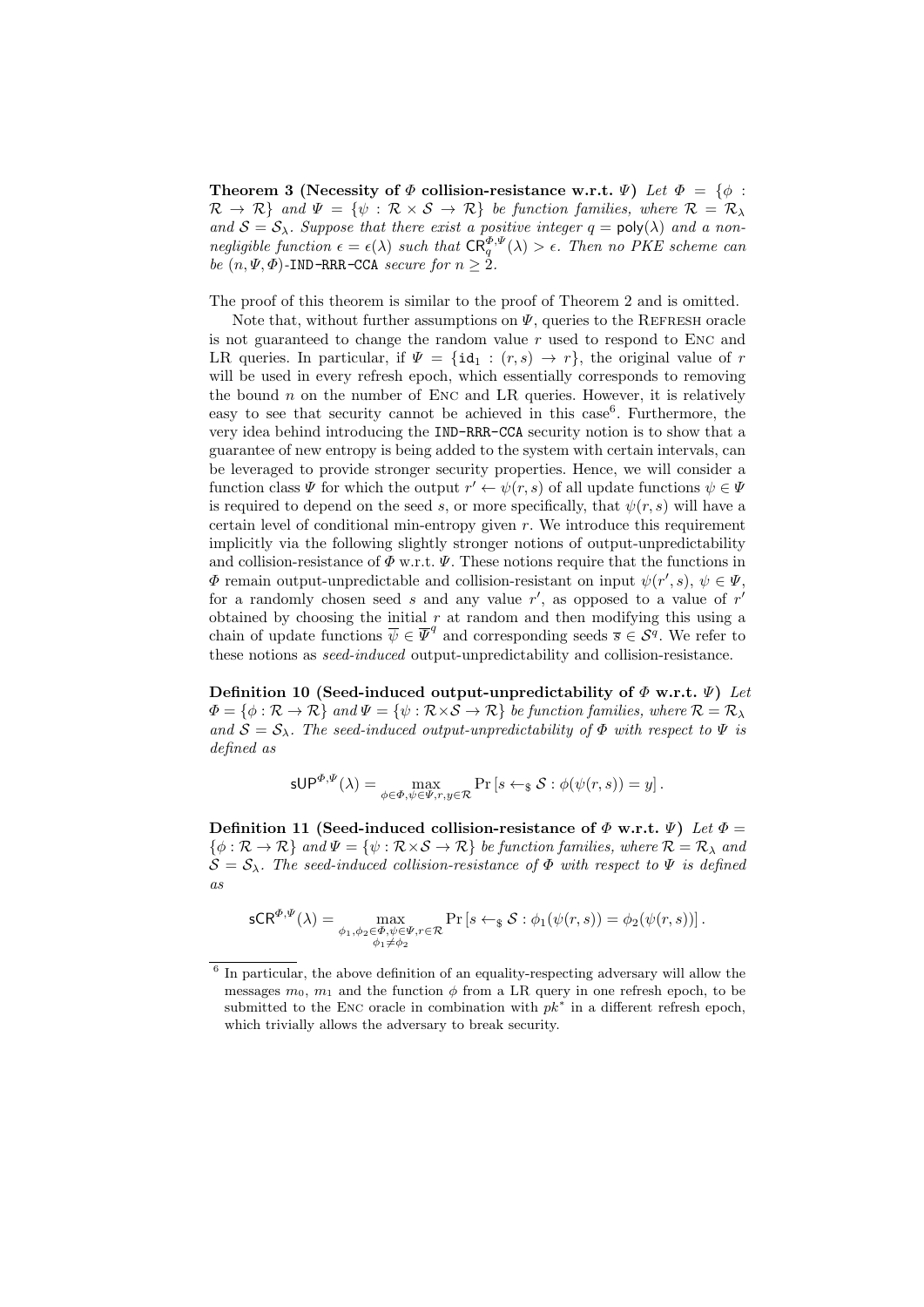**Theorem 3 (Necessity of $\Phi$ collision-resistance w.r.t. $\Psi$)** *Let $\Phi = \{\phi : \mathcal{R} \to \mathcal{R}\}$ and $\Psi = \{\psi : \mathcal{R} \times \mathcal{S} \to \mathcal{R}\}$ be function families, where $\mathcal{R} = \mathcal{R}_\lambda$ and $\mathcal{S} = \mathcal{S}_\lambda$. Suppose that there exist a positive integer $q = \mathsf{poly}(\lambda)$ and a non-negligible function $\epsilon = \epsilon(\lambda)$ such that $\mathsf{CR}_q^{\Phi,\Psi}(\lambda) > \epsilon$. Then no PKE scheme can be $(n, \Psi, \Phi)$-*`IND-RRR-CCA` *secure for $n \geq 2$.*

The proof of this theorem is similar to the proof of Theorem 2 and is omitted.

Note that, without further assumptions on $\Psi$, queries to the Refresh oracle is not guaranteed to change the random value $r$ used to respond to Enc and LR queries. In particular, if $\Psi = \{\mathtt{id}_1 : (r, s) \to r\}$, the original value of $r$ will be used in every refresh epoch, which essentially corresponds to removing the bound $n$ on the number of Enc and LR queries. However, it is relatively easy to see that security cannot be achieved in this case[6]. Furthermore, the very idea behind introducing the `IND-RRR-CCA` security notion is to show that a guarantee of new entropy is being added to the system with certain intervals, can be leveraged to provide stronger security properties. Hence, we will consider a function class $\Psi$ for which the output $r' \leftarrow \psi(r, s)$ of all update functions $\psi \in \Psi$ is required to depend on the seed $s$, or more specifically, that $\psi(r, s)$ will have a certain level of conditional min-entropy given $r$. We introduce this requirement implicitly via the following slightly stronger notions of output-unpredictability and collision-resistance of $\Phi$ w.r.t. $\Psi$. These notions require that the functions in $\Phi$ remain output-unpredictable and collision-resistant on input $\psi(r', s)$, $\psi \in \Psi$, for a randomly chosen seed $s$ and any value $r'$, as opposed to a value of $r'$ obtained by choosing the initial $r$ at random and then modifying this using a chain of update functions $\overline{\psi} \in \overline{\Psi}^q$ and corresponding seeds $\overline{s} \in \mathcal{S}^q$. We refer to these notions as *seed-induced* output-unpredictability and collision-resistance.

**Definition 10 (Seed-induced output-unpredictability of $\Phi$ w.r.t. $\Psi$)** *Let $\Phi = \{\phi : \mathcal{R} \to \mathcal{R}\}$ and $\Psi = \{\psi : \mathcal{R} \times \mathcal{S} \to \mathcal{R}\}$ be function families, where $\mathcal{R} = \mathcal{R}_\lambda$ and $\mathcal{S} = \mathcal{S}_\lambda$. The seed-induced output-unpredictability of $\Phi$ with respect to $\Psi$ is defined as*

$$\mathsf{sUP}^{\Phi,\Psi}(\lambda) = \max_{\phi \in \Phi, \psi \in \Psi, r, y \in \mathcal{R}} \Pr\left[s \leftarrow_\$ \mathcal{S} : \phi(\psi(r, s)) = y\right].$$

**Definition 11 (Seed-induced collision-resistance of $\Phi$ w.r.t. $\Psi$)** *Let $\Phi = \{\phi : \mathcal{R} \to \mathcal{R}\}$ and $\Psi = \{\psi : \mathcal{R} \times \mathcal{S} \to \mathcal{R}\}$ be function families, where $\mathcal{R} = \mathcal{R}_\lambda$ and $\mathcal{S} = \mathcal{S}_\lambda$. The seed-induced collision-resistance of $\Phi$ with respect to $\Psi$ is defined as*

$$\mathsf{sCR}^{\Phi,\Psi}(\lambda) = \max_{\substack{\phi_1, \phi_2 \in \Phi, \psi \in \Psi, r \in \mathcal{R} \\ \phi_1 \neq \phi_2}} \Pr\left[s \leftarrow_\$ \mathcal{S} : \phi_1(\psi(r, s)) = \phi_2(\psi(r, s))\right].$$

---

[6] In particular, the above definition of an equality-respecting adversary will allow the messages $m_0$, $m_1$ and the function $\phi$ from a LR query in one refresh epoch, to be submitted to the Enc oracle in combination with $pk^*$ in a different refresh epoch, which trivially allows the adversary to break security.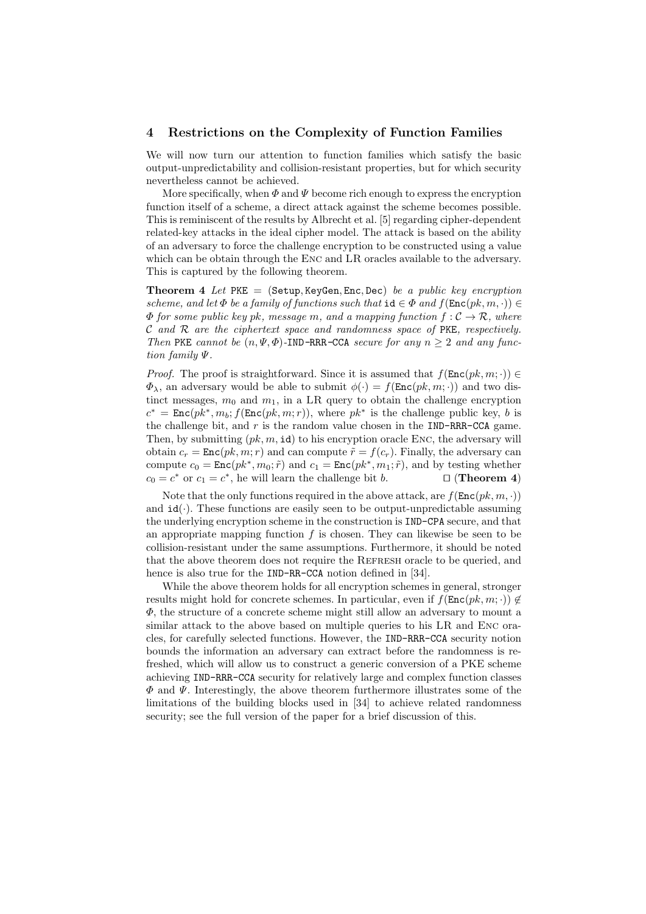## 4 Restrictions on the Complexity of Function Families

We will now turn our attention to function families which satisfy the basic output-unpredictability and collision-resistant properties, but for which security nevertheless cannot be achieved.

More specifically, when $\Phi$ and $\Psi$ become rich enough to express the encryption function itself of a scheme, a direct attack against the scheme becomes possible. This is reminiscent of the results by Albrecht et al. [5] regarding cipher-dependent related-key attacks in the ideal cipher model. The attack is based on the ability of an adversary to force the challenge encryption to be constructed using a value which can be obtain through the Enc and LR oracles available to the adversary. This is captured by the following theorem.

**Theorem 4** *Let* $\mathtt{PKE} = (\mathtt{Setup}, \mathtt{KeyGen}, \mathtt{Enc}, \mathtt{Dec})$ *be a public key encryption scheme, and let* $\Phi$ *be a family of functions such that* $\mathtt{id} \in \Phi$ *and* $f(\mathtt{Enc}(pk, m, \cdot)) \in \Phi$ *for some public key* $pk$*, message* $m$*, and a mapping function* $f : \mathcal{C} \to \mathcal{R}$*, where* $\mathcal{C}$ *and* $\mathcal{R}$ *are the ciphertext space and randomness space of* PKE*, respectively. Then* PKE *cannot be* $(n, \Psi, \Phi)$*-*IND-RRR-CCA *secure for any* $n \geq 2$ *and any function family* $\Psi$*.*

*Proof.* The proof is straightforward. Since it is assumed that $f(\mathtt{Enc}(pk, m; \cdot)) \in \Phi_\lambda$, an adversary would be able to submit $\phi(\cdot) = f(\mathtt{Enc}(pk, m; \cdot))$ and two distinct messages, $m_0$ and $m_1$, in a LR query to obtain the challenge encryption $c^* = \mathtt{Enc}(pk^*, m_b; f(\mathtt{Enc}(pk, m; r))$, where $pk^*$ is the challenge public key, $b$ is the challenge bit, and $r$ is the random value chosen in the IND-RRR-CCA game. Then, by submitting $(pk, m, \mathtt{id})$ to his encryption oracle Enc, the adversary will obtain $c_r = \mathtt{Enc}(pk, m; r)$ and can compute $\tilde{r} = f(c_r)$. Finally, the adversary can compute $c_0 = \mathtt{Enc}(pk^*, m_0; \tilde{r})$ and $c_1 = \mathtt{Enc}(pk^*, m_1; \tilde{r})$, and by testing whether $c_0 = c^*$ or $c_1 = c^*$, he will learn the challenge bit $b$. $\square$ (**Theorem 4**)

Note that the only functions required in the above attack, are $f(\mathtt{Enc}(pk, m, \cdot))$ and $\mathtt{id}(\cdot)$. These functions are easily seen to be output-unpredictable assuming the underlying encryption scheme in the construction is IND-CPA secure, and that an appropriate mapping function $f$ is chosen. They can likewise be seen to be collision-resistant under the same assumptions. Furthermore, it should be noted that the above theorem does not require the Refresh oracle to be queried, and hence is also true for the IND-RR-CCA notion defined in [34].

While the above theorem holds for all encryption schemes in general, stronger results might hold for concrete schemes. In particular, even if $f(\mathtt{Enc}(pk, m; \cdot)) \notin \Phi$, the structure of a concrete scheme might still allow an adversary to mount a similar attack to the above based on multiple queries to his LR and Enc oracles, for carefully selected functions. However, the IND-RRR-CCA security notion bounds the information an adversary can extract before the randomness is refreshed, which will allow us to construct a generic conversion of a PKE scheme achieving IND-RRR-CCA security for relatively large and complex function classes $\Phi$ and $\Psi$. Interestingly, the above theorem furthermore illustrates some of the limitations of the building blocks used in [34] to achieve related randomness security; see the full version of the paper for a brief discussion of this.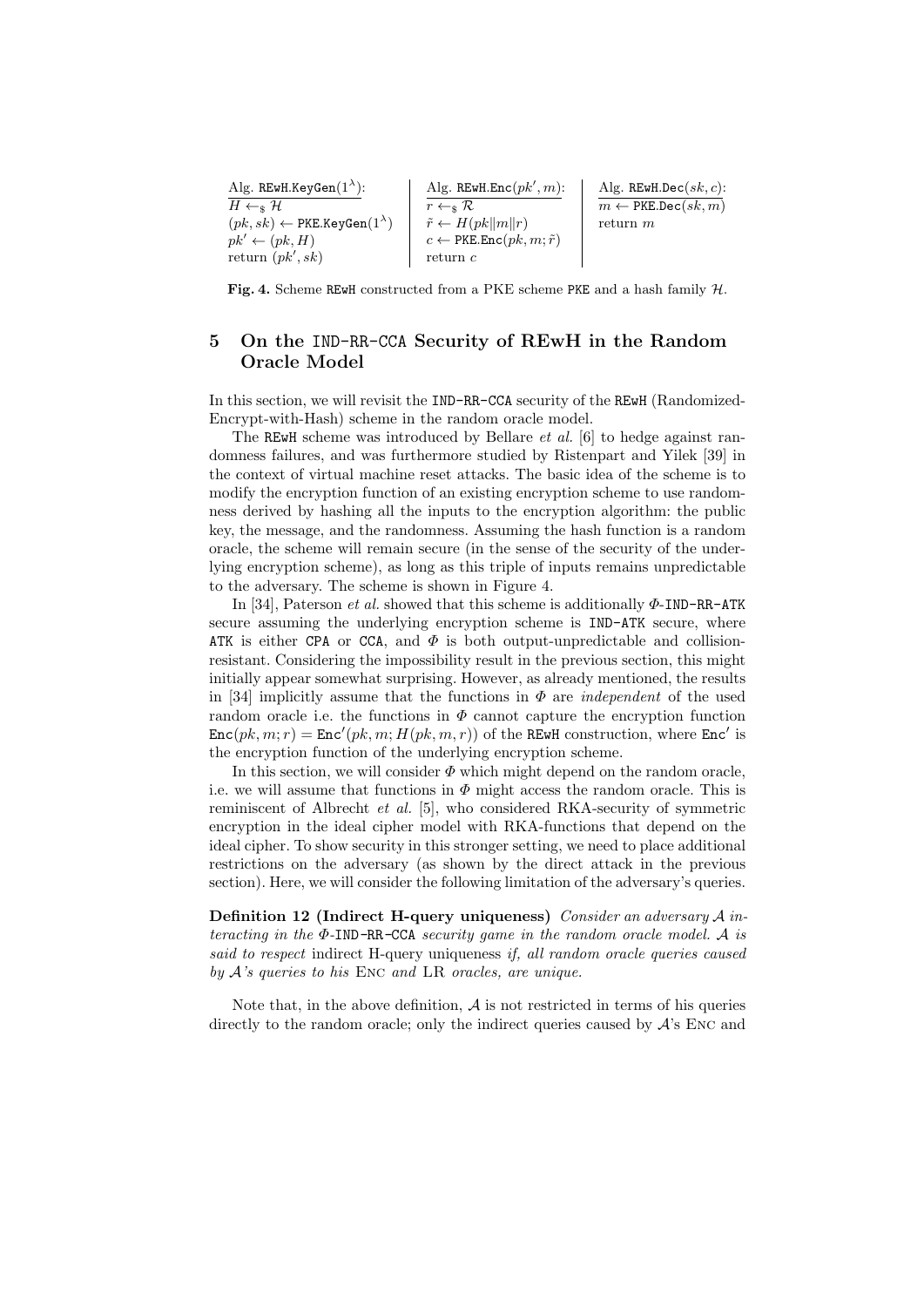| Alg. $\mathtt{REwH.KeyGen}(1^\lambda)$: | Alg. $\mathtt{REwH.Enc}(pk', m)$: | Alg. $\mathtt{REwH.Dec}(sk, c)$: |
|---|---|---|
| $H \leftarrow_\$ \mathcal{H}$ | $r \leftarrow_\$ \mathcal{R}$ | $m \leftarrow \mathtt{PKE.Dec}(sk, m)$ |
| $(pk, sk) \leftarrow \mathtt{PKE.KeyGen}(1^\lambda)$ | $\tilde{r} \leftarrow H(pk\|m\|r)$ | return $m$ |
| $pk' \leftarrow (pk, H)$ | $c \leftarrow \mathtt{PKE.Enc}(pk, m; \tilde{r})$ | |
| return $(pk', sk)$ | return $c$ | |

**Fig. 4.** Scheme REwH constructed from a PKE scheme PKE and a hash family $\mathcal{H}$.

## 5 On the IND-RR-CCA Security of REwH in the Random Oracle Model

In this section, we will revisit the IND-RR-CCA security of the REwH (Randomized-Encrypt-with-Hash) scheme in the random oracle model.

The REwH scheme was introduced by Bellare *et al.* [6] to hedge against randomness failures, and was furthermore studied by Ristenpart and Yilek [39] in the context of virtual machine reset attacks. The basic idea of the scheme is to modify the encryption function of an existing encryption scheme to use randomness derived by hashing all the inputs to the encryption algorithm: the public key, the message, and the randomness. Assuming the hash function is a random oracle, the scheme will remain secure (in the sense of the security of the underlying encryption scheme), as long as this triple of inputs remains unpredictable to the adversary. The scheme is shown in Figure 4.

In [34], Paterson *et al.* showed that this scheme is additionally $\Phi$-IND-RR-ATK secure assuming the underlying encryption scheme is IND-ATK secure, where ATK is either CPA or CCA, and $\Phi$ is both output-unpredictable and collision-resistant. Considering the impossibility result in the previous section, this might initially appear somewhat surprising. However, as already mentioned, the results in [34] implicitly assume that the functions in $\Phi$ are *independent* of the used random oracle i.e. the functions in $\Phi$ cannot capture the encryption function $\mathtt{Enc}(pk, m; r) = \mathtt{Enc}'(pk, m; H(pk, m, r))$ of the REwH construction, where $\mathtt{Enc}'$ is the encryption function of the underlying encryption scheme.

In this section, we will consider $\Phi$ which might depend on the random oracle, i.e. we will assume that functions in $\Phi$ might access the random oracle. This is reminiscent of Albrecht *et al.* [5], who considered RKA-security of symmetric encryption in the ideal cipher model with RKA-functions that depend on the ideal cipher. To show security in this stronger setting, we need to place additional restrictions on the adversary (as shown by the direct attack in the previous section). Here, we will consider the following limitation of the adversary's queries.

**Definition 12 (Indirect H-query uniqueness)** *Consider an adversary $\mathcal{A}$ interacting in the $\Phi$-IND-RR-CCA security game in the random oracle model. $\mathcal{A}$ is said to respect* indirect H-query uniqueness *if, all random oracle queries caused by $\mathcal{A}$'s queries to his* Enc *and* LR *oracles, are unique.*

Note that, in the above definition, $\mathcal{A}$ is not restricted in terms of his queries directly to the random oracle; only the indirect queries caused by $\mathcal{A}$'s Enc and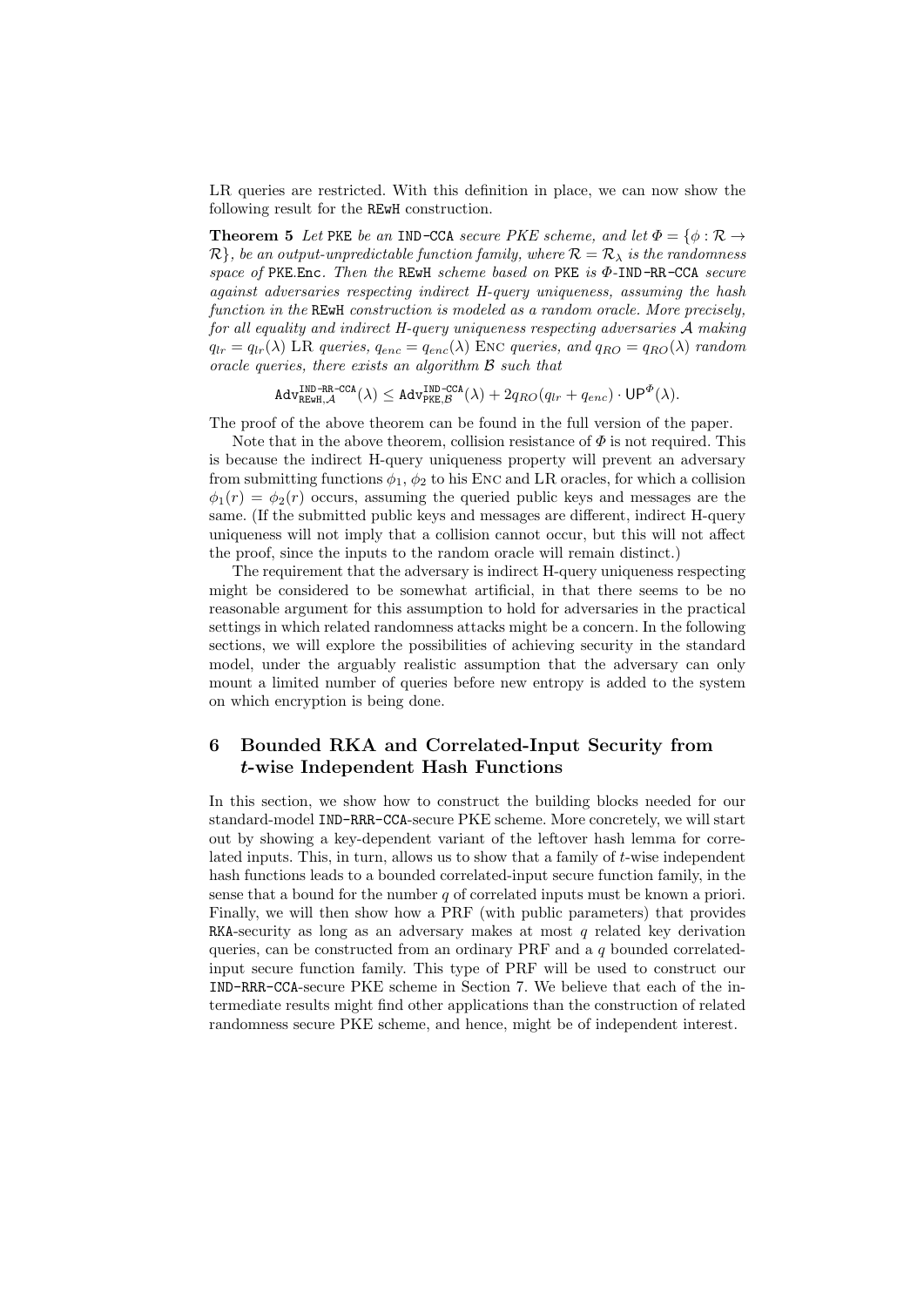LR queries are restricted. With this definition in place, we can now show the following result for the REwH construction.

**Theorem 5** *Let* PKE *be an* IND-CCA *secure PKE scheme, and let* $\Phi = \{\phi : \mathcal{R} \to \mathcal{R}\}$*, be an output-unpredictable function family, where* $\mathcal{R} = \mathcal{R}_\lambda$ *is the randomness space of* PKE.Enc*. Then the* REwH *scheme based on* PKE *is* $\Phi$-IND-RR-CCA *secure against adversaries respecting indirect H-query uniqueness, assuming the hash function in the* REwH *construction is modeled as a random oracle. More precisely, for all equality and indirect H-query uniqueness respecting adversaries* $\mathcal{A}$ *making* $q_{lr} = q_{lr}(\lambda)$ LR *queries,* $q_{enc} = q_{enc}(\lambda)$ Enc *queries, and* $q_{RO} = q_{RO}(\lambda)$ *random oracle queries, there exists an algorithm* $\mathcal{B}$ *such that*

$$\mathtt{Adv}^{\mathtt{IND\text{-}RR\text{-}CCA}}_{\mathtt{REwH},\mathcal{A}}(\lambda) \leq \mathtt{Adv}^{\mathtt{IND\text{-}CCA}}_{\mathtt{PKE},\mathcal{B}}(\lambda) + 2q_{RO}(q_{lr} + q_{enc}) \cdot \mathsf{UP}^{\Phi}(\lambda).$$

The proof of the above theorem can be found in the full version of the paper.

Note that in the above theorem, collision resistance of $\Phi$ is not required. This is because the indirect H-query uniqueness property will prevent an adversary from submitting functions $\phi_1$, $\phi_2$ to his Enc and LR oracles, for which a collision $\phi_1(r) = \phi_2(r)$ occurs, assuming the queried public keys and messages are the same. (If the submitted public keys and messages are different, indirect H-query uniqueness will not imply that a collision cannot occur, but this will not affect the proof, since the inputs to the random oracle will remain distinct.)

The requirement that the adversary is indirect H-query uniqueness respecting might be considered to be somewhat artificial, in that there seems to be no reasonable argument for this assumption to hold for adversaries in the practical settings in which related randomness attacks might be a concern. In the following sections, we will explore the possibilities of achieving security in the standard model, under the arguably realistic assumption that the adversary can only mount a limited number of queries before new entropy is added to the system on which encryption is being done.

## 6 Bounded RKA and Correlated-Input Security from $t$-wise Independent Hash Functions

In this section, we show how to construct the building blocks needed for our standard-model IND-RRR-CCA-secure PKE scheme. More concretely, we will start out by showing a key-dependent variant of the leftover hash lemma for correlated inputs. This, in turn, allows us to show that a family of $t$-wise independent hash functions leads to a bounded correlated-input secure function family, in the sense that a bound for the number $q$ of correlated inputs must be known a priori. Finally, we will then show how a PRF (with public parameters) that provides RKA-security as long as an adversary makes at most $q$ related key derivation queries, can be constructed from an ordinary PRF and a $q$ bounded correlated-input secure function family. This type of PRF will be used to construct our IND-RRR-CCA-secure PKE scheme in Section 7. We believe that each of the intermediate results might find other applications than the construction of related randomness secure PKE scheme, and hence, might be of independent interest.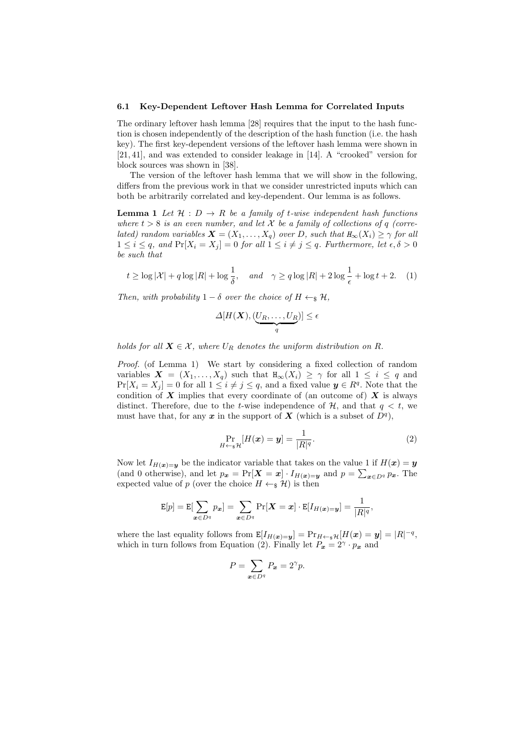### 6.1 Key-Dependent Leftover Hash Lemma for Correlated Inputs

The ordinary leftover hash lemma [28] requires that the input to the hash function is chosen independently of the description of the hash function (i.e. the hash key). The first key-dependent versions of the leftover hash lemma were shown in [21, 41], and was extended to consider leakage in [14]. A "crooked" version for block sources was shown in [38].

The version of the leftover hash lemma that we will show in the following, differs from the previous work in that we consider unrestricted inputs which can both be arbitrarily correlated and key-dependent. Our lemma is as follows.

**Lemma 1** *Let $\mathcal{H} : D \rightarrow R$ be a family of $t$-wise independent hash functions where $t > 8$ is an even number, and let $\mathcal{X}$ be a family of collections of $q$ (correlated) random variables $\boldsymbol{X} = (X_1, \ldots, X_q)$ over $D$, such that $\mathtt{H}_\infty(X_i) \geq \gamma$ for all $1 \leq i \leq q$, and $\Pr[X_i = X_j] = 0$ for all $1 \leq i \neq j \leq q$. Furthermore, let $\epsilon, \delta > 0$ be such that*

$$t \geq \log |\mathcal{X}| + q \log |R| + \log \frac{1}{\delta}, \quad \textit{and} \quad \gamma \geq q \log |R| + 2 \log \frac{1}{\epsilon} + \log t + 2. \tag{1}$$

*Then, with probability $1 - \delta$ over the choice of $H \leftarrow_\$ \mathcal{H}$,*

$$\Delta[H(\boldsymbol{X}), (\underbrace{U_R, \ldots, U_R}_{q})] \leq \epsilon$$

*holds for all $\boldsymbol{X} \in \mathcal{X}$, where $U_R$ denotes the uniform distribution on $R$.*

*Proof.* (of Lemma 1) We start by considering a fixed collection of random variables $\boldsymbol{X} = (X_1, \ldots, X_q)$ such that $\mathtt{H}_\infty(X_i) \geq \gamma$ for all $1 \leq i \leq q$ and $\Pr[X_i = X_j] = 0$ for all $1 \leq i \neq j \leq q$, and a fixed value $\boldsymbol{y} \in R^q$. Note that the condition of $\boldsymbol{X}$ implies that every coordinate of (an outcome of) $\boldsymbol{X}$ is always distinct. Therefore, due to the $t$-wise independence of $\mathcal{H}$, and that $q < t$, we must have that, for any $\boldsymbol{x}$ in the support of $\boldsymbol{X}$ (which is a subset of $D^q$),

$$\Pr_{H \leftarrow_\$ \mathcal{H}}[H(\boldsymbol{x}) = \boldsymbol{y}] = \frac{1}{|R|^q}. \tag{2}$$

Now let $I_{H(\boldsymbol{x})=\boldsymbol{y}}$ be the indicator variable that takes on the value 1 if $H(\boldsymbol{x}) = \boldsymbol{y}$ (and 0 otherwise), and let $p_{\boldsymbol{x}} = \Pr[\boldsymbol{X} = \boldsymbol{x}] \cdot I_{H(\boldsymbol{x})=\boldsymbol{y}}$ and $p = \sum_{\boldsymbol{x} \in D^q} p_{\boldsymbol{x}}$. The expected value of $p$ (over the choice $H \leftarrow_\$ \mathcal{H}$) is then

$$\mathtt{E}[p] = \mathtt{E}[\sum_{\boldsymbol{x} \in D^q} p_{\boldsymbol{x}}] = \sum_{\boldsymbol{x} \in D^q} \Pr[\boldsymbol{X} = \boldsymbol{x}] \cdot \mathtt{E}[I_{H(\boldsymbol{x})=\boldsymbol{y}}] = \frac{1}{|R|^q},$$

where the last equality follows from $\mathtt{E}[I_{H(\boldsymbol{x})=\boldsymbol{y}}] = \Pr_{H \leftarrow_\$ \mathcal{H}}[H(\boldsymbol{x}) = \boldsymbol{y}] = |R|^{-q}$, which in turn follows from Equation (2). Finally let $P_{\boldsymbol{x}} = 2^\gamma \cdot p_{\boldsymbol{x}}$ and

$$P = \sum_{\boldsymbol{x} \in D^q} P_{\boldsymbol{x}} = 2^\gamma p.$$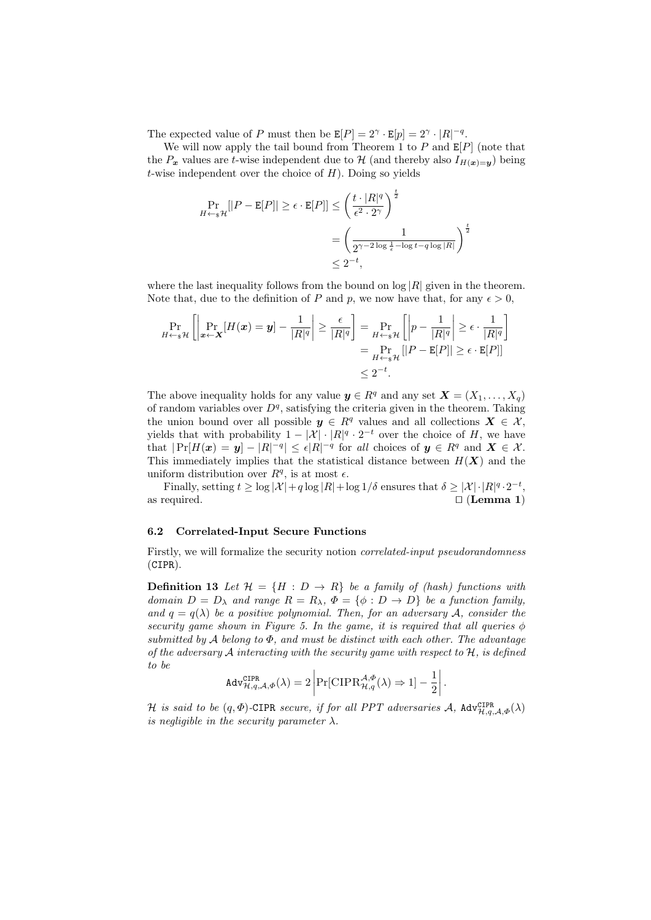The expected value of $P$ must then be $\mathtt{E}[P] = 2^\gamma \cdot \mathtt{E}[p] = 2^\gamma \cdot |R|^{-q}$.

We will now apply the tail bound from Theorem 1 to $P$ and $\mathtt{E}[P]$ (note that the $P_{\boldsymbol{x}}$ values are $t$-wise independent due to $\mathcal{H}$ (and thereby also $I_{H(\boldsymbol{x})=\boldsymbol{y}}$) being $t$-wise independent over the choice of $H$). Doing so yields

$$
\begin{aligned}
\Pr_{H \leftarrow_\$ \mathcal{H}}[|P - \mathtt{E}[P]| \geq \epsilon \cdot \mathtt{E}[P]] &\leq \left(\frac{t \cdot |R|^q}{\epsilon^2 \cdot 2^\gamma}\right)^{\frac{t}{2}} \\
&= \left(\frac{1}{2^{\gamma - 2\log\frac{1}{\epsilon} - \log t - q \log |R|}}\right)^{\frac{t}{2}} \\
&\leq 2^{-t},
\end{aligned}
$$

where the last inequality follows from the bound on $\log |R|$ given in the theorem. Note that, due to the definition of $P$ and $p$, we now have that, for any $\epsilon > 0$,

$$
\begin{aligned}
\Pr_{H \leftarrow_\$ \mathcal{H}}\left[\left|\Pr_{\boldsymbol{x} \leftarrow \boldsymbol{X}}[H(\boldsymbol{x}) = \boldsymbol{y}] - \frac{1}{|R|^q}\right| \geq \frac{\epsilon}{|R|^q}\right] &= \Pr_{H \leftarrow_\$ \mathcal{H}}\left[\left|p - \frac{1}{|R|^q}\right| \geq \epsilon \cdot \frac{1}{|R|^q}\right] \\
&= \Pr_{H \leftarrow_\$ \mathcal{H}}[|P - \mathtt{E}[P]| \geq \epsilon \cdot \mathtt{E}[P]] \\
&\leq 2^{-t}.
\end{aligned}
$$

The above inequality holds for any value $\boldsymbol{y} \in R^q$ and any set $\boldsymbol{X} = (X_1, \ldots, X_q)$ of random variables over $D^q$, satisfying the criteria given in the theorem. Taking the union bound over all possible $\boldsymbol{y} \in R^q$ values and all collections $\boldsymbol{X} \in \mathcal{X}$, yields that with probability $1 - |\mathcal{X}| \cdot |R|^q \cdot 2^{-t}$ over the choice of $H$, we have that $|\Pr[H(\boldsymbol{x}) = \boldsymbol{y}] - |R|^{-q}| \leq \epsilon |R|^{-q}$ for *all* choices of $\boldsymbol{y} \in R^q$ and $\boldsymbol{X} \in \mathcal{X}$. This immediately implies that the statistical distance between $H(\boldsymbol{X})$ and the uniform distribution over $R^q$, is at most $\epsilon$.

Finally, setting $t \geq \log |\mathcal{X}| + q \log |R| + \log 1/\delta$ ensures that $\delta \geq |\mathcal{X}| \cdot |R|^q \cdot 2^{-t}$, as required. □ (**Lemma 1**)

### 6.2 Correlated-Input Secure Functions

Firstly, we will formalize the security notion *correlated-input pseudorandomness* (CIPR).

**Definition 13** *Let $\mathcal{H} = \{H : D \to R\}$ be a family of (hash) functions with domain $D = D_\lambda$ and range $R = R_\lambda$, $\Phi = \{\phi : D \to D\}$ be a function family, and $q = q(\lambda)$ be a positive polynomial. Then, for an adversary $\mathcal{A}$, consider the security game shown in Figure 5. In the game, it is required that all queries $\phi$ submitted by $\mathcal{A}$ belong to $\Phi$, and must be distinct with each other. The advantage of the adversary $\mathcal{A}$ interacting with the security game with respect to $\mathcal{H}$, is defined to be*

$$
\mathtt{Adv}^{\mathtt{CIPR}}_{\mathcal{H},q,\mathcal{A},\Phi}(\lambda) = 2\left|\Pr[\mathrm{CIPR}^{\mathcal{A},\Phi}_{\mathcal{H},q}(\lambda) \Rightarrow 1] - \frac{1}{2}\right|.
$$

*$\mathcal{H}$ is said to be $(q, \Phi)$-CIPR secure, if for all PPT adversaries $\mathcal{A}$, $\mathtt{Adv}^{\mathtt{CIPR}}_{\mathcal{H},q,\mathcal{A},\Phi}(\lambda)$ is negligible in the security parameter $\lambda$.*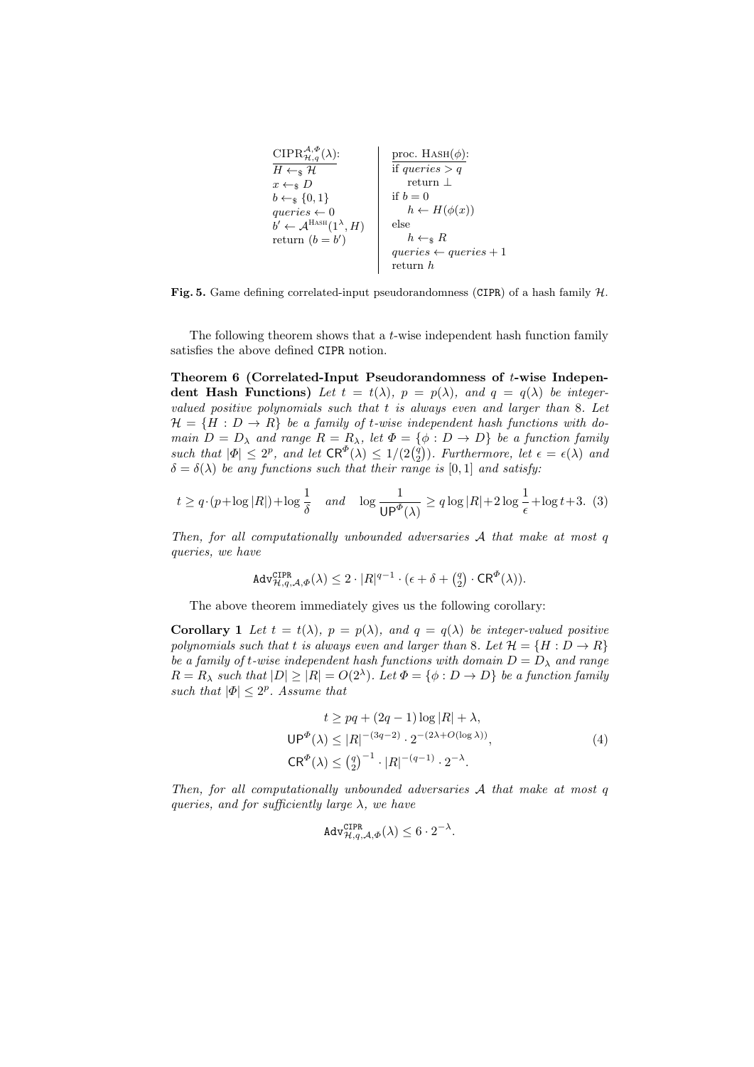```
CIPR_{H,q}^{A,Φ}(λ):            proc. HASH(φ):
  H ←$ H                          if queries > q
  x ←$ D                              return ⊥
  b ←$ {0,1}                      if b = 0
  queries ← 0                         h ← H(φ(x))
  b' ← A^HASH(1^λ, H)             else
  return (b = b')                     h ←$ R
                                  queries ← queries + 1
                                  return h
```

**Fig. 5.** Game defining correlated-input pseudorandomness (CIPR) of a hash family $\mathcal{H}$.

The following theorem shows that a $t$-wise independent hash function family satisfies the above defined CIPR notion.

**Theorem 6 (Correlated-Input Pseudorandomness of $t$-wise Independent Hash Functions)** *Let $t = t(\lambda)$, $p = p(\lambda)$, and $q = q(\lambda)$ be integer-valued positive polynomials such that $t$ is always even and larger than 8. Let $\mathcal{H} = \{H : D \to R\}$ be a family of $t$-wise independent hash functions with domain $D = D_\lambda$ and range $R = R_\lambda$, let $\Phi = \{\phi : D \to D\}$ be a function family such that $|\Phi| \leq 2^p$, and let $\mathsf{CR}^\Phi(\lambda) \leq 1/(2\binom{q}{2})$. Furthermore, let $\epsilon = \epsilon(\lambda)$ and $\delta = \delta(\lambda)$ be any functions such that their range is $[0, 1]$ and satisfy:*

$$t \geq q \cdot (p + \log|R|) + \log\frac{1}{\delta} \quad \text{and} \quad \log\frac{1}{\mathsf{UP}^\Phi(\lambda)} \geq q\log|R| + 2\log\frac{1}{\epsilon} + \log t + 3. \quad (3)$$

*Then, for all computationally unbounded adversaries $\mathcal{A}$ that make at most $q$ queries, we have*

$$\mathtt{Adv}^{\mathtt{CIPR}}_{\mathcal{H},q,\mathcal{A},\Phi}(\lambda) \leq 2 \cdot |R|^{q-1} \cdot (\epsilon + \delta + \tbinom{q}{2} \cdot \mathsf{CR}^\Phi(\lambda)).$$

The above theorem immediately gives us the following corollary:

**Corollary 1** *Let $t = t(\lambda)$, $p = p(\lambda)$, and $q = q(\lambda)$ be integer-valued positive polynomials such that $t$ is always even and larger than 8. Let $\mathcal{H} = \{H : D \to R\}$ be a family of $t$-wise independent hash functions with domain $D = D_\lambda$ and range $R = R_\lambda$ such that $|D| \geq |R| = O(2^\lambda)$. Let $\Phi = \{\phi : D \to D\}$ be a function family such that $|\Phi| \leq 2^p$. Assume that*

$$\begin{aligned} t &\geq pq + (2q-1)\log|R| + \lambda, \\ \mathsf{UP}^\Phi(\lambda) &\leq |R|^{-(3q-2)} \cdot 2^{-(2\lambda + O(\log\lambda))}, \\ \mathsf{CR}^\Phi(\lambda) &\leq \tbinom{q}{2}^{-1} \cdot |R|^{-(q-1)} \cdot 2^{-\lambda}. \end{aligned} \quad (4)$$

*Then, for all computationally unbounded adversaries $\mathcal{A}$ that make at most $q$ queries, and for sufficiently large $\lambda$, we have*

$$\mathtt{Adv}^{\mathtt{CIPR}}_{\mathcal{H},q,\mathcal{A},\Phi}(\lambda) \leq 6 \cdot 2^{-\lambda}.$$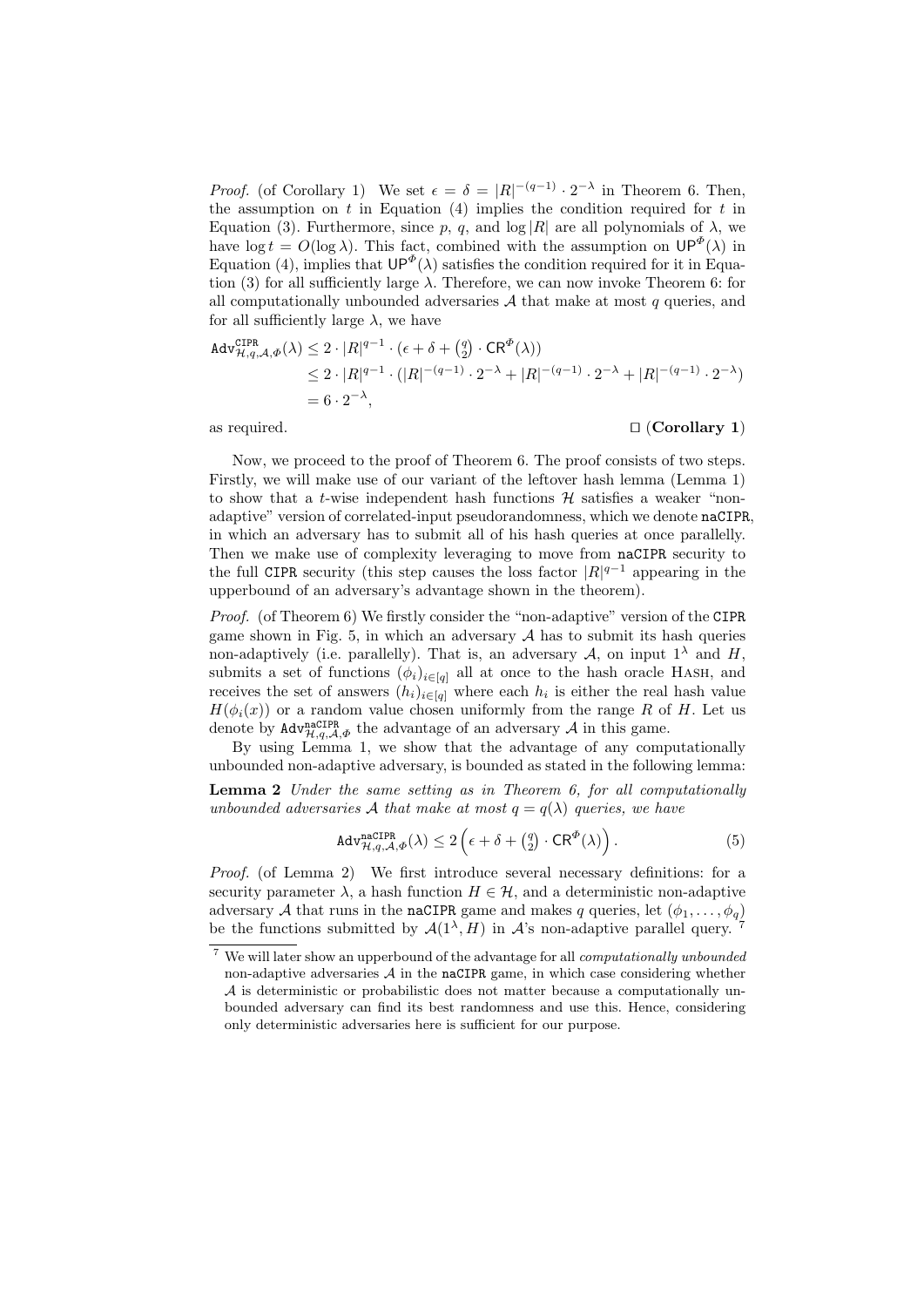*Proof.* (of Corollary 1) We set $\epsilon = \delta = |R|^{-(q-1)} \cdot 2^{-\lambda}$ in Theorem 6. Then, the assumption on $t$ in Equation (4) implies the condition required for $t$ in Equation (3). Furthermore, since $p$, $q$, and $\log |R|$ are all polynomials of $\lambda$, we have $\log t = O(\log \lambda)$. This fact, combined with the assumption on $\mathsf{UP}^{\Phi}(\lambda)$ in Equation (4), implies that $\mathsf{UP}^{\Phi}(\lambda)$ satisfies the condition required for it in Equation (3) for all sufficiently large $\lambda$. Therefore, we can now invoke Theorem 6: for all computationally unbounded adversaries $\mathcal{A}$ that make at most $q$ queries, and for all sufficiently large $\lambda$, we have

$$
\begin{aligned}
\mathtt{Adv}^{\mathtt{CIPR}}_{\mathcal{H},q,\mathcal{A},\Phi}(\lambda) &\leq 2 \cdot |R|^{q-1} \cdot (\epsilon + \delta + \tbinom{q}{2} \cdot \mathsf{CR}^{\Phi}(\lambda)) \\
&\leq 2 \cdot |R|^{q-1} \cdot (|R|^{-(q-1)} \cdot 2^{-\lambda} + |R|^{-(q-1)} \cdot 2^{-\lambda} + |R|^{-(q-1)} \cdot 2^{-\lambda}) \\
&= 6 \cdot 2^{-\lambda},
\end{aligned}
$$

as required. □ (**Corollary 1**)

Now, we proceed to the proof of Theorem 6. The proof consists of two steps. Firstly, we will make use of our variant of the leftover hash lemma (Lemma 1) to show that a $t$-wise independent hash functions $\mathcal{H}$ satisfies a weaker "non-adaptive" version of correlated-input pseudorandomness, which we denote `naCIPR`, in which an adversary has to submit all of his hash queries at once parallelly. Then we make use of complexity leveraging to move from `naCIPR` security to the full `CIPR` security (this step causes the loss factor $|R|^{q-1}$ appearing in the upperbound of an adversary's advantage shown in the theorem).

*Proof.* (of Theorem 6) We firstly consider the "non-adaptive" version of the `CIPR` game shown in Fig. 5, in which an adversary $\mathcal{A}$ has to submit its hash queries non-adaptively (i.e. parallelly). That is, an adversary $\mathcal{A}$, on input $1^\lambda$ and $H$, submits a set of functions $(\phi_i)_{i \in [q]}$ all at once to the hash oracle Hash, and receives the set of answers $(h_i)_{i \in [q]}$ where each $h_i$ is either the real hash value $H(\phi_i(x))$ or a random value chosen uniformly from the range $R$ of $H$. Let us denote by $\mathtt{Adv}^{\mathtt{naCIPR}}_{\mathcal{H},q,\mathcal{A},\Phi}$ the advantage of an adversary $\mathcal{A}$ in this game.

By using Lemma 1, we show that the advantage of any computationally unbounded non-adaptive adversary, is bounded as stated in the following lemma:

**Lemma 2** *Under the same setting as in Theorem 6, for all computationally unbounded adversaries $\mathcal{A}$ that make at most $q = q(\lambda)$ queries, we have*

$$
\mathtt{Adv}^{\mathtt{naCIPR}}_{\mathcal{H},q,\mathcal{A},\Phi}(\lambda) \leq 2 \left( \epsilon + \delta + \tbinom{q}{2} \cdot \mathsf{CR}^{\Phi}(\lambda) \right). \tag{5}
$$

*Proof.* (of Lemma 2) We first introduce several necessary definitions: for a security parameter $\lambda$, a hash function $H \in \mathcal{H}$, and a deterministic non-adaptive adversary $\mathcal{A}$ that runs in the `naCIPR` game and makes $q$ queries, let $(\phi_1, \ldots, \phi_q)$ be the functions submitted by $\mathcal{A}(1^\lambda, H)$ in $\mathcal{A}$'s non-adaptive parallel query. [7]

[7] We will later show an upperbound of the advantage for all *computationally unbounded* non-adaptive adversaries $\mathcal{A}$ in the `naCIPR` game, in which case considering whether $\mathcal{A}$ is deterministic or probabilistic does not matter because a computationally unbounded adversary can find its best randomness and use this. Hence, considering only deterministic adversaries here is sufficient for our purpose.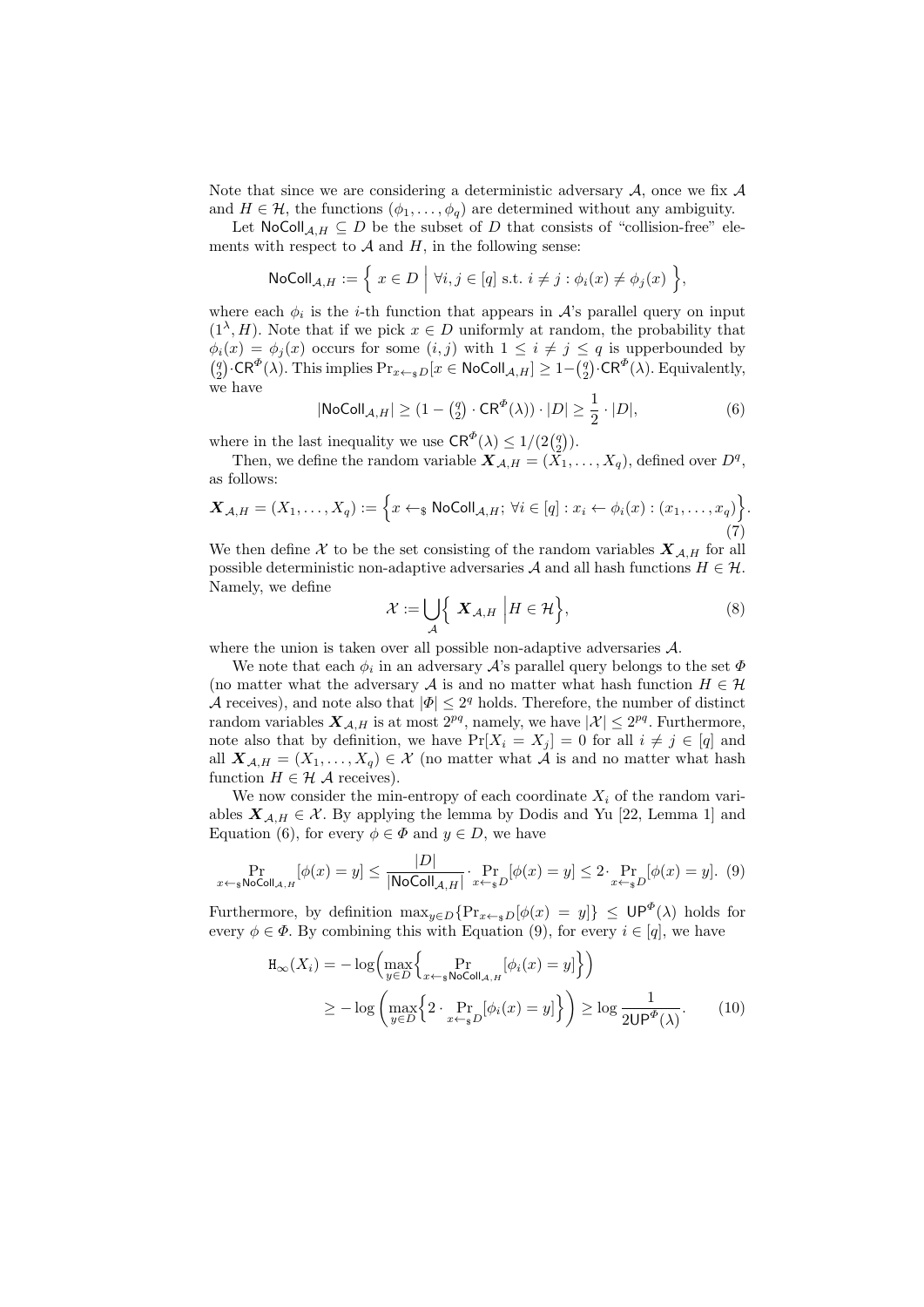Note that since we are considering a deterministic adversary $\mathcal{A}$, once we fix $\mathcal{A}$ and $H \in \mathcal{H}$, the functions $(\phi_1, \dots, \phi_q)$ are determined without any ambiguity.

Let $\mathsf{NoColl}_{\mathcal{A},H} \subseteq D$ be the subset of $D$ that consists of "collision-free" elements with respect to $\mathcal{A}$ and $H$, in the following sense:

$$\mathsf{NoColl}_{\mathcal{A},H} := \left\{ \ x \in D \ \middle| \ \forall i, j \in [q] \text{ s.t. } i \neq j : \phi_i(x) \neq \phi_j(x) \ \right\},$$

where each $\phi_i$ is the $i$-th function that appears in $\mathcal{A}$'s parallel query on input $(1^\lambda, H)$. Note that if we pick $x \in D$ uniformly at random, the probability that $\phi_i(x) = \phi_j(x)$ occurs for some $(i, j)$ with $1 \leq i \neq j \leq q$ is upperbounded by $\binom{q}{2} \cdot \mathsf{CR}^{\Phi}(\lambda)$. This implies $\Pr_{x \leftarrow_\$ D}[x \in \mathsf{NoColl}_{\mathcal{A},H}] \geq 1 - \binom{q}{2} \cdot \mathsf{CR}^{\Phi}(\lambda)$. Equivalently, we have

$$|\mathsf{NoColl}_{\mathcal{A},H}| \geq (1 - \tbinom{q}{2} \cdot \mathsf{CR}^{\Phi}(\lambda)) \cdot |D| \geq \frac{1}{2} \cdot |D|, \tag{6}$$

where in the last inequality we use $\mathsf{CR}^{\Phi}(\lambda) \leq 1/(2\binom{q}{2})$.

Then, we define the random variable $\boldsymbol{X}_{\mathcal{A},H} = (X_1, \dots, X_q)$, defined over $D^q$, as follows:

$$\boldsymbol{X}_{\mathcal{A},H} = (X_1, \dots, X_q) := \Big\{ x \leftarrow_\$ \mathsf{NoColl}_{\mathcal{A},H};\ \forall i \in [q] : x_i \leftarrow \phi_i(x) : (x_1, \dots, x_q) \Big\}. \tag{7}$$

We then define $\mathcal{X}$ to be the set consisting of the random variables $\boldsymbol{X}_{\mathcal{A},H}$ for all possible deterministic non-adaptive adversaries $\mathcal{A}$ and all hash functions $H \in \mathcal{H}$. Namely, we define

$$\mathcal{X} := \bigcup_{\mathcal{A}} \Big\{ \ \boldsymbol{X}_{\mathcal{A},H} \ \Big| H \in \mathcal{H} \Big\}, \tag{8}$$

where the union is taken over all possible non-adaptive adversaries $\mathcal{A}$.

We note that each $\phi_i$ in an adversary $\mathcal{A}$'s parallel query belongs to the set $\Phi$ (no matter what the adversary $\mathcal{A}$ is and no matter what hash function $H \in \mathcal{H}$ $\mathcal{A}$ receives), and note also that $|\Phi| \leq 2^q$ holds. Therefore, the number of distinct random variables $\boldsymbol{X}_{\mathcal{A},H}$ is at most $2^{pq}$, namely, we have $|\mathcal{X}| \leq 2^{pq}$. Furthermore, note also that by definition, we have $\Pr[X_i = X_j] = 0$ for all $i \neq j \in [q]$ and all $\boldsymbol{X}_{\mathcal{A},H} = (X_1, \dots, X_q) \in \mathcal{X}$ (no matter what $\mathcal{A}$ is and no matter what hash function $H \in \mathcal{H}$ $\mathcal{A}$ receives).

We now consider the min-entropy of each coordinate $X_i$ of the random variables $\boldsymbol{X}_{\mathcal{A},H} \in \mathcal{X}$. By applying the lemma by Dodis and Yu [22, Lemma 1] and Equation (6), for every $\phi \in \Phi$ and $y \in D$, we have

$$\Pr_{x \leftarrow_\$ \mathsf{NoColl}_{\mathcal{A},H}}[\phi(x) = y] \leq \frac{|D|}{|\mathsf{NoColl}_{\mathcal{A},H}|} \cdot \Pr_{x \leftarrow_\$ D}[\phi(x) = y] \leq 2 \cdot \Pr_{x \leftarrow_\$ D}[\phi(x) = y]. \tag{9}$$

Furthermore, by definition $\max_{y \in D}\{\Pr_{x \leftarrow_\$ D}[\phi(x) = y]\} \leq \mathsf{UP}^{\Phi}(\lambda)$ holds for every $\phi \in \Phi$. By combining this with Equation (9), for every $i \in [q]$, we have

$$\begin{aligned}
\mathtt{H}_\infty(X_i) &= -\log\Big(\max_{y \in D}\Big\{ \Pr_{x \leftarrow_\$ \mathsf{NoColl}_{\mathcal{A},H}}[\phi_i(x) = y] \Big\}\Big) \\
&\geq -\log\left(\max_{y \in D}\Big\{ 2 \cdot \Pr_{x \leftarrow_\$ D}[\phi_i(x) = y] \Big\}\right) \geq \log \frac{1}{2\mathsf{UP}^{\Phi}(\lambda)}.
\end{aligned} \tag{10}$$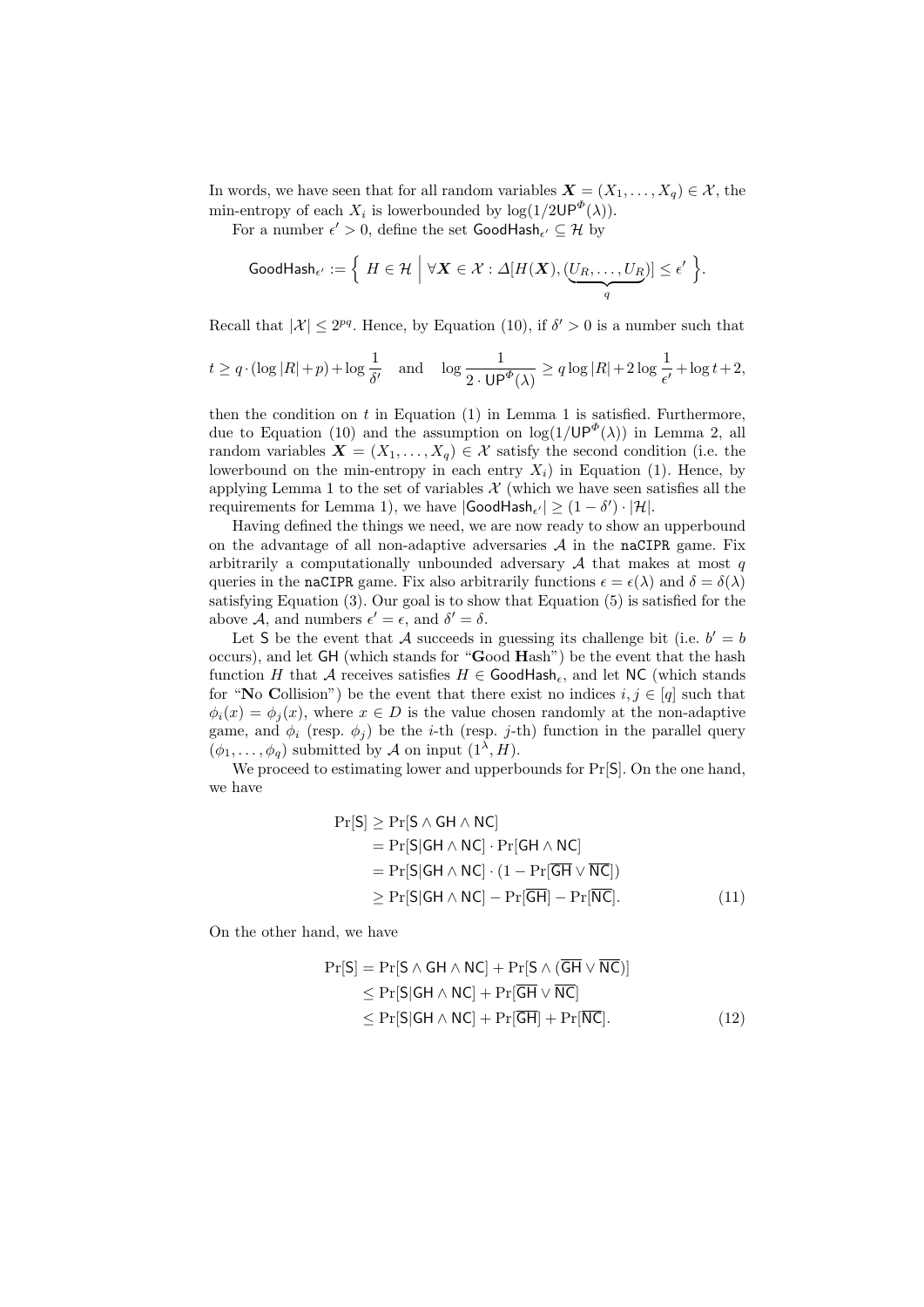In words, we have seen that for all random variables $\boldsymbol{X} = (X_1, \ldots, X_q) \in \mathcal{X}$, the min-entropy of each $X_i$ is lowerbounded by $\log(1/2\mathsf{UP}^{\Phi}(\lambda))$.

For a number $\epsilon' > 0$, define the set $\mathsf{GoodHash}_{\epsilon'} \subseteq \mathcal{H}$ by

$$\mathsf{GoodHash}_{\epsilon'} := \left\{ H \in \mathcal{H} \;\middle|\; \forall \boldsymbol{X} \in \mathcal{X} : \Delta[H(\boldsymbol{X}), (\underbrace{U_R, \ldots, U_R}_{q})] \leq \epsilon' \right\}.$$

Recall that $|\mathcal{X}| \leq 2^{pq}$. Hence, by Equation (10), if $\delta' > 0$ is a number such that

$$t \geq q \cdot (\log |R| + p) + \log \frac{1}{\delta'} \quad \text{and} \quad \log \frac{1}{2 \cdot \mathsf{UP}^{\Phi}(\lambda)} \geq q \log |R| + 2 \log \frac{1}{\epsilon'} + \log t + 2,$$

then the condition on $t$ in Equation (1) in Lemma 1 is satisfied. Furthermore, due to Equation (10) and the assumption on $\log(1/\mathsf{UP}^{\Phi}(\lambda))$ in Lemma 2, all random variables $\boldsymbol{X} = (X_1, \ldots, X_q) \in \mathcal{X}$ satisfy the second condition (i.e. the lowerbound on the min-entropy in each entry $X_i$) in Equation (1). Hence, by applying Lemma 1 to the set of variables $\mathcal{X}$ (which we have seen satisfies all the requirements for Lemma 1), we have $|\mathsf{GoodHash}_{\epsilon'}| \geq (1 - \delta') \cdot |\mathcal{H}|$.

Having defined the things we need, we are now ready to show an upperbound on the advantage of all non-adaptive adversaries $\mathcal{A}$ in the `naCIPR` game. Fix arbitrarily a computationally unbounded adversary $\mathcal{A}$ that makes at most $q$ queries in the `naCIPR` game. Fix also arbitrarily functions $\epsilon = \epsilon(\lambda)$ and $\delta = \delta(\lambda)$ satisfying Equation (3). Our goal is to show that Equation (5) is satisfied for the above $\mathcal{A}$, and numbers $\epsilon' = \epsilon$, and $\delta' = \delta$.

Let $\mathsf{S}$ be the event that $\mathcal{A}$ succeeds in guessing its challenge bit (i.e. $b' = b$ occurs), and let $\mathsf{GH}$ (which stands for "**G**ood **H**ash") be the event that the hash function $H$ that $\mathcal{A}$ receives satisfies $H \in \mathsf{GoodHash}_{\epsilon}$, and let $\mathsf{NC}$ (which stands for "**N**o **C**ollision") be the event that there exist no indices $i, j \in [q]$ such that $\phi_i(x) = \phi_j(x)$, where $x \in D$ is the value chosen randomly at the non-adaptive game, and $\phi_i$ (resp. $\phi_j$) be the $i$-th (resp. $j$-th) function in the parallel query $(\phi_1, \ldots, \phi_q)$ submitted by $\mathcal{A}$ on input $(1^\lambda, H)$.

We proceed to estimating lower and upperbounds for $\Pr[\mathsf{S}]$. On the one hand, we have

$$\begin{aligned}
\Pr[\mathsf{S}] &\geq \Pr[\mathsf{S} \wedge \mathsf{GH} \wedge \mathsf{NC}] \\
&= \Pr[\mathsf{S} | \mathsf{GH} \wedge \mathsf{NC}] \cdot \Pr[\mathsf{GH} \wedge \mathsf{NC}] \\
&= \Pr[\mathsf{S} | \mathsf{GH} \wedge \mathsf{NC}] \cdot (1 - \Pr[\overline{\mathsf{GH}} \vee \overline{\mathsf{NC}}]) \\
&\geq \Pr[\mathsf{S} | \mathsf{GH} \wedge \mathsf{NC}] - \Pr[\overline{\mathsf{GH}}] - \Pr[\overline{\mathsf{NC}}]. \qquad (11)
\end{aligned}$$

On the other hand, we have

$$\begin{aligned}
\Pr[\mathsf{S}] &= \Pr[\mathsf{S} \wedge \mathsf{GH} \wedge \mathsf{NC}] + \Pr[\mathsf{S} \wedge (\overline{\mathsf{GH}} \vee \overline{\mathsf{NC}})] \\
&\leq \Pr[\mathsf{S} | \mathsf{GH} \wedge \mathsf{NC}] + \Pr[\overline{\mathsf{GH}} \vee \overline{\mathsf{NC}}] \\
&\leq \Pr[\mathsf{S} | \mathsf{GH} \wedge \mathsf{NC}] + \Pr[\overline{\mathsf{GH}}] + \Pr[\overline{\mathsf{NC}}]. \qquad (12)
\end{aligned}$$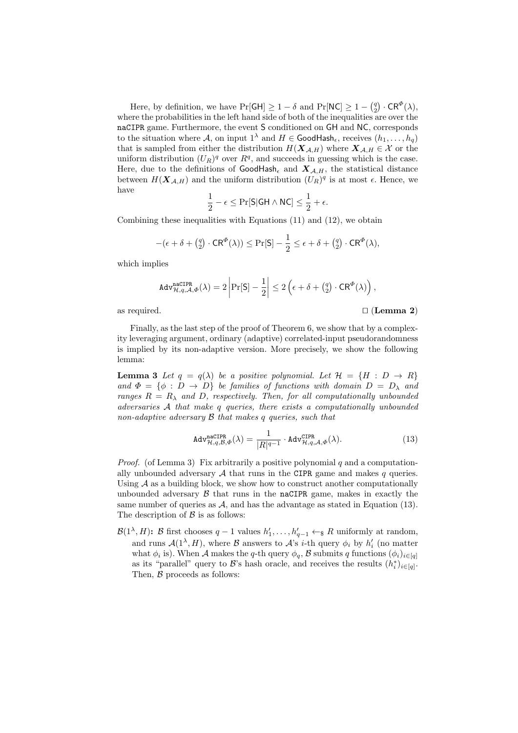Here, by definition, we have $\Pr[\mathsf{GH}] \geq 1 - \delta$ and $\Pr[\mathsf{NC}] \geq 1 - \binom{q}{2} \cdot \mathsf{CR}^{\Phi}(\lambda)$, where the probabilities in the left hand side of both of the inequalities are over the naCIPR game. Furthermore, the event $\mathsf{S}$ conditioned on $\mathsf{GH}$ and $\mathsf{NC}$, corresponds to the situation where $\mathcal{A}$, on input $1^\lambda$ and $H \in \mathsf{GoodHash}_\epsilon$, receives $(h_1, \ldots, h_q)$ that is sampled from either the distribution $H(\boldsymbol{X}_{\mathcal{A},H})$ where $\boldsymbol{X}_{\mathcal{A},H} \in \mathcal{X}$ or the uniform distribution $(U_R)^q$ over $R^q$, and succeeds in guessing which is the case. Here, due to the definitions of $\mathsf{GoodHash}_\epsilon$ and $\boldsymbol{X}_{\mathcal{A},H}$, the statistical distance between $H(\boldsymbol{X}_{\mathcal{A},H})$ and the uniform distribution $(U_R)^q$ is at most $\epsilon$. Hence, we have

$$\frac{1}{2} - \epsilon \leq \Pr[\mathsf{S} | \mathsf{GH} \wedge \mathsf{NC}] \leq \frac{1}{2} + \epsilon.$$

Combining these inequalities with Equations (11) and (12), we obtain

$$-(\epsilon + \delta + \tbinom{q}{2} \cdot \mathsf{CR}^{\Phi}(\lambda)) \leq \Pr[\mathsf{S}] - \frac{1}{2} \leq \epsilon + \delta + \tbinom{q}{2} \cdot \mathsf{CR}^{\Phi}(\lambda),$$

which implies

$$\mathtt{Adv}^{\mathtt{naCIPR}}_{\mathcal{H},q,\mathcal{A},\Phi}(\lambda) = 2 \left| \Pr[\mathsf{S}] - \frac{1}{2} \right| \leq 2 \left( \epsilon + \delta + \tbinom{q}{2} \cdot \mathsf{CR}^{\Phi}(\lambda) \right),$$

as required. □ (**Lemma 2**)

Finally, as the last step of the proof of Theorem 6, we show that by a complexity leveraging argument, ordinary (adaptive) correlated-input pseudorandomness is implied by its non-adaptive version. More precisely, we show the following lemma:

**Lemma 3** *Let $q = q(\lambda)$ be a positive polynomial. Let $\mathcal{H} = \{H : D \to R\}$ and $\Phi = \{\phi : D \to D\}$ be families of functions with domain $D = D_\lambda$ and ranges $R = R_\lambda$ and $D$, respectively. Then, for all computationally unbounded adversaries $\mathcal{A}$ that make $q$ queries, there exists a computationally unbounded non-adaptive adversary $\mathcal{B}$ that makes $q$ queries, such that*

$$\mathtt{Adv}^{\mathtt{naCIPR}}_{\mathcal{H},q,\mathcal{B},\Phi}(\lambda) = \frac{1}{|R|^{q-1}} \cdot \mathtt{Adv}^{\mathtt{CIPR}}_{\mathcal{H},q,\mathcal{A},\Phi}(\lambda). \tag{13}$$

*Proof.* (of Lemma 3) Fix arbitrarily a positive polynomial $q$ and a computationally unbounded adversary $\mathcal{A}$ that runs in the CIPR game and makes $q$ queries. Using $\mathcal{A}$ as a building block, we show how to construct another computationally unbounded adversary $\mathcal{B}$ that runs in the naCIPR game, makes in exactly the same number of queries as $\mathcal{A}$, and has the advantage as stated in Equation (13). The description of $\mathcal{B}$ is as follows:

- $\mathcal{B}(1^\lambda, H)$: $\mathcal{B}$ first chooses $q-1$ values $h'_1, \ldots, h'_{q-1} \leftarrow_\$ R$ uniformly at random, and runs $\mathcal{A}(1^\lambda, H)$, where $\mathcal{B}$ answers to $\mathcal{A}$'s $i$-th query $\phi_i$ by $h'_i$ (no matter what $\phi_i$ is). When $\mathcal{A}$ makes the $q$-th query $\phi_q$, $\mathcal{B}$ submits $q$ functions $(\phi_i)_{i \in [q]}$ as its "parallel" query to $\mathcal{B}$'s hash oracle, and receives the results $(h^*_i)_{i \in [q]}$. Then, $\mathcal{B}$ proceeds as follows: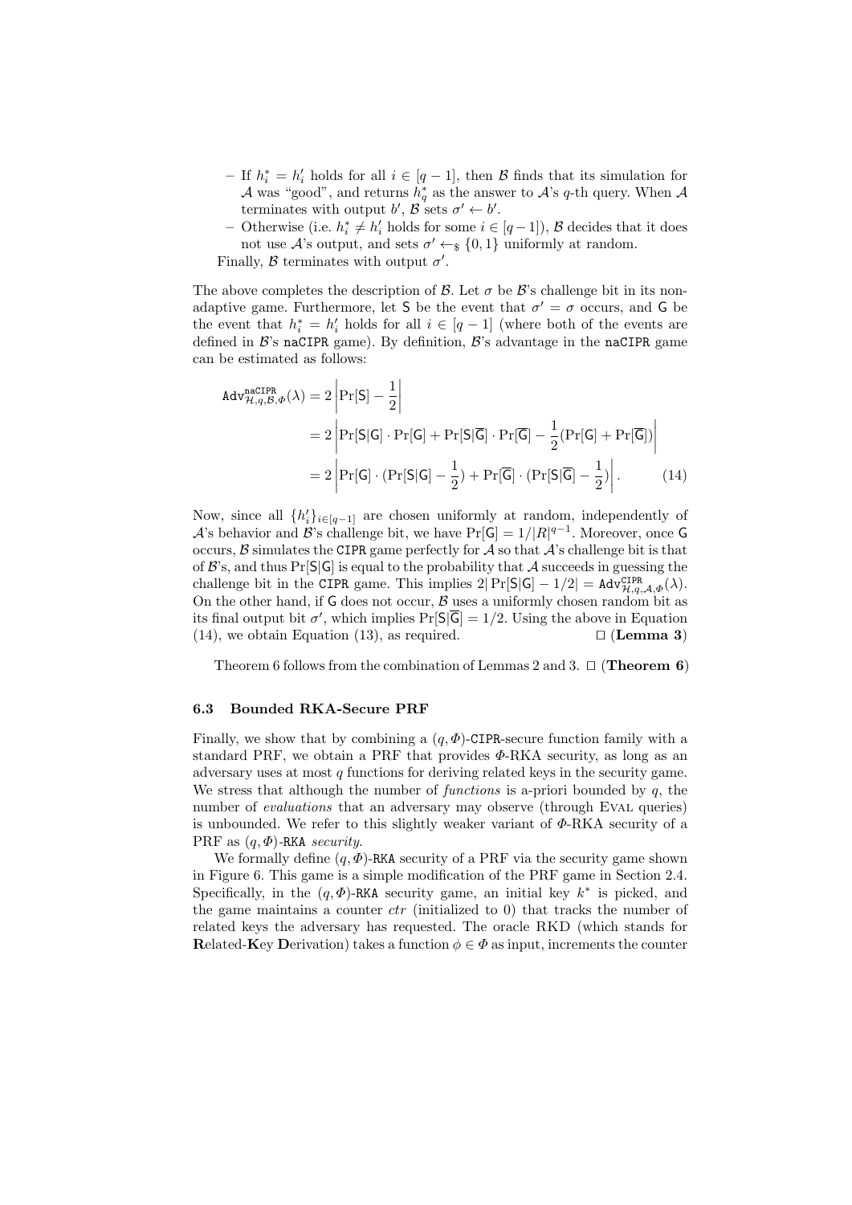– If $h^*_i = h'_i$ holds for all $i \in [q-1]$, then $\mathcal{B}$ finds that its simulation for $\mathcal{A}$ was "good", and returns $h^*_q$ as the answer to $\mathcal{A}$'s $q$-th query. When $\mathcal{A}$ terminates with output $b'$, $\mathcal{B}$ sets $\sigma' \leftarrow b'$.

– Otherwise (i.e. $h^*_i \neq h'_i$ holds for some $i \in [q-1]$), $\mathcal{B}$ decides that it does not use $\mathcal{A}$'s output, and sets $\sigma' \leftarrow_\$ \{0,1\}$ uniformly at random.

Finally, $\mathcal{B}$ terminates with output $\sigma'$.

The above completes the description of $\mathcal{B}$. Let $\sigma$ be $\mathcal{B}$'s challenge bit in its non-adaptive game. Furthermore, let $\mathsf{S}$ be the event that $\sigma' = \sigma$ occurs, and $\mathsf{G}$ be the event that $h^*_i = h'_i$ holds for all $i \in [q-1]$ (where both of the events are defined in $\mathcal{B}$'s naCIPR game). By definition, $\mathcal{B}$'s advantage in the naCIPR game can be estimated as follows:

$$
\begin{aligned}
\mathtt{Adv}^{\mathtt{naCIPR}}_{\mathcal{H},q,\mathcal{B},\Phi}(\lambda) &= 2\left|\Pr[\mathsf{S}] - \frac{1}{2}\right| \\
&= 2\left|\Pr[\mathsf{S}|\mathsf{G}]\cdot\Pr[\mathsf{G}] + \Pr[\mathsf{S}|\overline{\mathsf{G}}]\cdot\Pr[\overline{\mathsf{G}}] - \frac{1}{2}(\Pr[\mathsf{G}] + \Pr[\overline{\mathsf{G}}])\right| \\
&= 2\left|\Pr[\mathsf{G}]\cdot(\Pr[\mathsf{S}|\mathsf{G}] - \frac{1}{2}) + \Pr[\overline{\mathsf{G}}]\cdot(\Pr[\mathsf{S}|\overline{\mathsf{G}}] - \frac{1}{2})\right|. \qquad (14)
\end{aligned}
$$

Now, since all $\{h'_i\}_{i\in[q-1]}$ are chosen uniformly at random, independently of $\mathcal{A}$'s behavior and $\mathcal{B}$'s challenge bit, we have $\Pr[\mathsf{G}] = 1/|R|^{q-1}$. Moreover, once $\mathsf{G}$ occurs, $\mathcal{B}$ simulates the CIPR game perfectly for $\mathcal{A}$ so that $\mathcal{A}$'s challenge bit is that of $\mathcal{B}$'s, and thus $\Pr[\mathsf{S}|\mathsf{G}]$ is equal to the probability that $\mathcal{A}$ succeeds in guessing the challenge bit in the CIPR game. This implies $2|\Pr[\mathsf{S}|\mathsf{G}] - 1/2| = \mathtt{Adv}^{\mathtt{CIPR}}_{\mathcal{H},q,\mathcal{A},\Phi}(\lambda)$. On the other hand, if $\mathsf{G}$ does not occur, $\mathcal{B}$ uses a uniformly chosen random bit as its final output bit $\sigma'$, which implies $\Pr[\mathsf{S}|\overline{\mathsf{G}}] = 1/2$. Using the above in Equation (14), we obtain Equation (13), as required. □ (**Lemma 3**)

Theorem 6 follows from the combination of Lemmas 2 and 3. □ (**Theorem 6**)

### 6.3 Bounded RKA-Secure PRF

Finally, we show that by combining a $(q, \Phi)$-CIPR-secure function family with a standard PRF, we obtain a PRF that provides $\Phi$-RKA security, as long as an adversary uses at most $q$ functions for deriving related keys in the security game. We stress that although the number of *functions* is a-priori bounded by $q$, the number of *evaluations* that an adversary may observe (through Eval queries) is unbounded. We refer to this slightly weaker variant of $\Phi$-RKA security of a PRF as $(q, \Phi)$-RKA *security*.

We formally define $(q, \Phi)$-RKA security of a PRF via the security game shown in Figure 6. This game is a simple modification of the PRF game in Section 2.4. Specifically, in the $(q, \Phi)$-RKA security game, an initial key $k^*$ is picked, and the game maintains a counter $ctr$ (initialized to 0) that tracks the number of related keys the adversary has requested. The oracle RKD (which stands for **R**elated-**K**ey **D**erivation) takes a function $\phi \in \Phi$ as input, increments the counter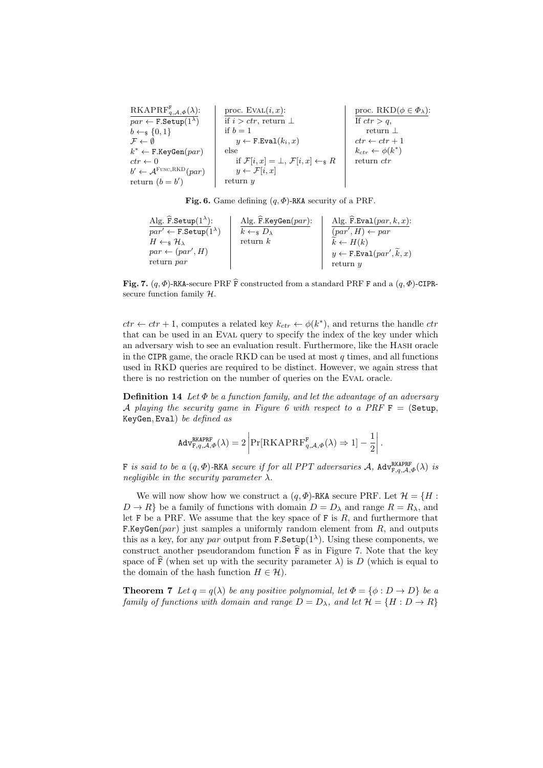```
RKAPRF^F_{q,A,Φ}(λ):
  par ← F.Setup(1^λ)
  b ←$ {0,1}
  F ← ∅
  k* ← F.KeyGen(par)
  ctr ← 0
  b' ← A^{Func,RKD}(par)
  return (b = b')

proc. Eval(i, x):
  if i > ctr, return ⊥
  if b = 1
    y ← F.Eval(k_i, x)
  else
    if F[i, x] = ⊥, F[i, x] ←$ R
    y ← F[i, x]
  return y

proc. RKD(φ ∈ Φ_λ):
  If ctr > q,
    return ⊥
  ctr ← ctr + 1
  k_ctr ← φ(k*)
  return ctr
```

**Fig. 6.** Game defining $(q, \Phi)$-RKA security of a PRF.

```
Alg. F̂.Setup(1^λ):
  par' ← F.Setup(1^λ)
  H ←$ H_λ
  par ← (par', H)
  return par

Alg. F̂.KeyGen(par):
  k ←$ D_λ
  return k

Alg. F̂.Eval(par, k, x):
  (par', H) ← par
  k̃ ← H(k)
  y ← F.Eval(par', k̃, x)
  return y
```

**Fig. 7.** $(q, \Phi)$-RKA-secure PRF $\widehat{\mathtt{F}}$ constructed from a standard PRF F and a $(q, \Phi)$-CIPR-secure function family $\mathcal{H}$.

$ctr \leftarrow ctr + 1$, computes a related key $k_{ctr} \leftarrow \phi(k^*)$, and returns the handle $ctr$ that can be used in an Eval query to specify the index of the key under which an adversary wish to see an evaluation result. Furthermore, like the Hash oracle in the CIPR game, the oracle RKD can be used at most $q$ times, and all functions used in RKD queries are required to be distinct. However, we again stress that there is no restriction on the number of queries on the Eval oracle.

**Definition 14** *Let $\Phi$ be a function family, and let the advantage of an adversary $\mathcal{A}$ playing the security game in Figure 6 with respect to a PRF* $\mathtt{F} = (\mathtt{Setup}, \mathtt{KeyGen}, \mathtt{Eval})$ *be defined as*

$$\mathtt{Adv}^{\mathtt{RKAPRF}}_{\mathtt{F},q,\mathcal{A},\Phi}(\lambda) = 2\left|\Pr[\mathrm{RKAPRF}^{\mathtt{F}}_{q,\mathcal{A},\Phi}(\lambda) \Rightarrow 1] - \frac{1}{2}\right|.$$

F *is said to be a $(q, \Phi)$-*RKA *secure if for all PPT adversaries $\mathcal{A}$, $\mathtt{Adv}^{\mathtt{RKAPRF}}_{\mathtt{F},q,\mathcal{A},\Phi}(\lambda)$ is negligible in the security parameter $\lambda$.*

We will now show how we construct a $(q, \Phi)$-RKA secure PRF. Let $\mathcal{H} = \{H : D \to R\}$ be a family of functions with domain $D = D_\lambda$ and range $R = R_\lambda$, and let F be a PRF. We assume that the key space of F is $R$, and furthermore that $\mathtt{F.KeyGen}(par)$ just samples a uniformly random element from $R$, and outputs this as a key, for any $par$ output from $\mathtt{F.Setup}(1^\lambda)$. Using these components, we construct another pseudorandom function $\widehat{\mathtt{F}}$ as in Figure 7. Note that the key space of $\widehat{\mathtt{F}}$ (when set up with the security parameter $\lambda$) is $D$ (which is equal to the domain of the hash function $H \in \mathcal{H}$).

**Theorem 7** *Let $q = q(\lambda)$ be any positive polynomial, let $\Phi = \{\phi : D \to D\}$ be a family of functions with domain and range $D = D_\lambda$, and let $\mathcal{H} = \{H : D \to R\}$*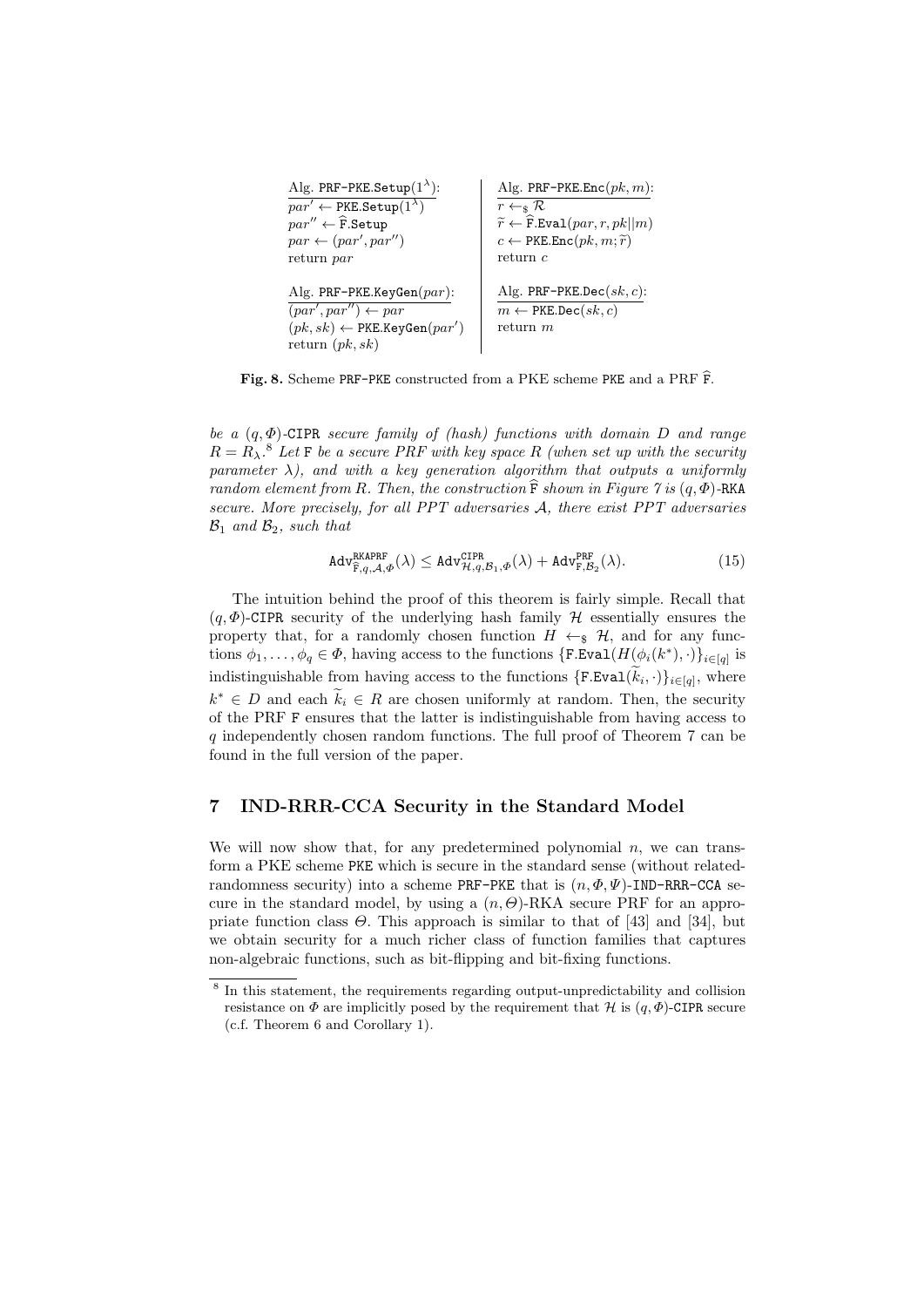| Alg. $\texttt{PRF-PKE.Setup}(1^\lambda)$: | Alg. $\texttt{PRF-PKE.Enc}(pk, m)$: |
|---|---|
| $par' \leftarrow \texttt{PKE.Setup}(1^\lambda)$ | $r \leftarrow_\$ \mathcal{R}$ |
| $par'' \leftarrow \widehat{\texttt{F}}.\texttt{Setup}$ | $\widetilde{r} \leftarrow \widehat{\texttt{F}}.\texttt{Eval}(par, r, pk\|\|m)$ |
| $par \leftarrow (par', par'')$ | $c \leftarrow \texttt{PKE.Enc}(pk, m; \widetilde{r})$ |
| return $par$ | return $c$ |
| Alg. $\texttt{PRF-PKE.KeyGen}(par)$: | Alg. $\texttt{PRF-PKE.Dec}(sk, c)$: |
| $(par', par'') \leftarrow par$ | $m \leftarrow \texttt{PKE.Dec}(sk, c)$ |
| $(pk, sk) \leftarrow \texttt{PKE.KeyGen}(par')$ | return $m$ |
| return $(pk, sk)$ | |

**Fig. 8.** Scheme PRF-PKE constructed from a PKE scheme PKE and a PRF $\widehat{\texttt{F}}$.

*be a $(q, \Phi)$-CIPR secure family of (hash) functions with domain $D$ and range $R = R_\lambda$.*[8] *Let* F *be a secure PRF with key space $R$ (when set up with the security parameter $\lambda$), and with a key generation algorithm that outputs a uniformly random element from $R$. Then, the construction $\widehat{\texttt{F}}$ shown in Figure 7 is $(q, \Phi)$-RKA secure. More precisely, for all PPT adversaries $\mathcal{A}$, there exist PPT adversaries $\mathcal{B}_1$ and $\mathcal{B}_2$, such that*

$$\texttt{Adv}^{\texttt{RKAPRF}}_{\widehat{\texttt{F}},q,\mathcal{A},\Phi}(\lambda) \leq \texttt{Adv}^{\texttt{CIPR}}_{\mathcal{H},q,\mathcal{B}_1,\Phi}(\lambda) + \texttt{Adv}^{\texttt{PRF}}_{\texttt{F},\mathcal{B}_2}(\lambda). \tag{15}$$

The intuition behind the proof of this theorem is fairly simple. Recall that $(q, \Phi)$-CIPR security of the underlying hash family $\mathcal{H}$ essentially ensures the property that, for a randomly chosen function $H \leftarrow_\$ \mathcal{H}$, and for any functions $\phi_1, \ldots, \phi_q \in \Phi$, having access to the functions $\{\texttt{F.Eval}(H(\phi_i(k^*), \cdot)\}_{i \in [q]}$ is indistinguishable from having access to the functions $\{\texttt{F.Eval}(\widetilde{k}_i, \cdot)\}_{i \in [q]}$, where $k^* \in D$ and each $\widetilde{k}_i \in R$ are chosen uniformly at random. Then, the security of the PRF F ensures that the latter is indistinguishable from having access to $q$ independently chosen random functions. The full proof of Theorem 7 can be found in the full version of the paper.

## 7 IND-RRR-CCA Security in the Standard Model

We will now show that, for any predetermined polynomial $n$, we can transform a PKE scheme PKE which is secure in the standard sense (without related-randomness security) into a scheme PRF-PKE that is $(n, \Phi, \Psi)$-IND-RRR-CCA secure in the standard model, by using a $(n, \Theta)$-RKA secure PRF for an appropriate function class $\Theta$. This approach is similar to that of [43] and [34], but we obtain security for a much richer class of function families that captures non-algebraic functions, such as bit-flipping and bit-fixing functions.

[8] In this statement, the requirements regarding output-unpredictability and collision resistance on $\Phi$ are implicitly posed by the requirement that $\mathcal{H}$ is $(q, \Phi)$-CIPR secure (c.f. Theorem 6 and Corollary 1).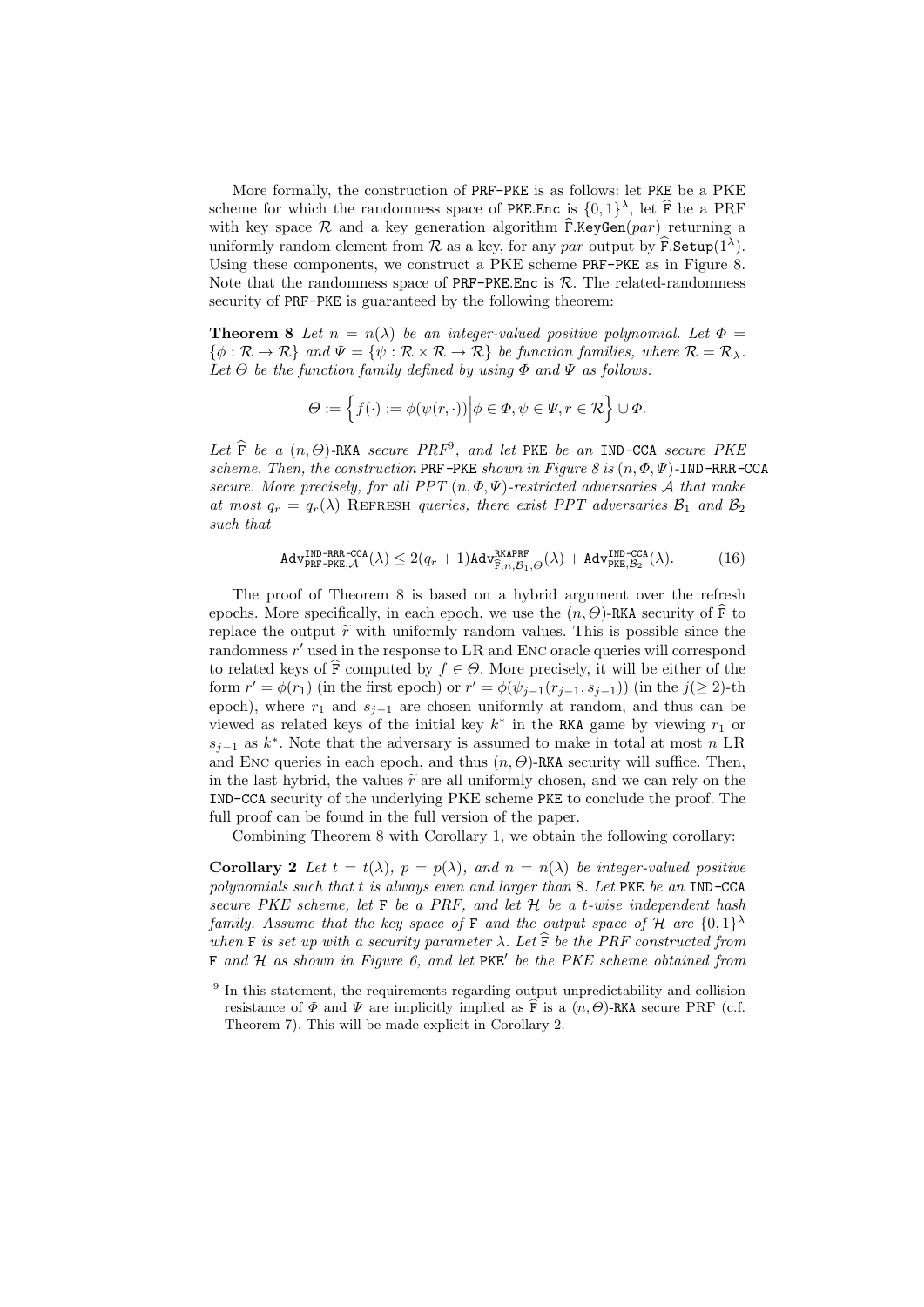More formally, the construction of PRF-PKE is as follows: let PKE be a PKE scheme for which the randomness space of PKE.Enc is $\{0,1\}^\lambda$, let $\widehat{\mathtt{F}}$ be a PRF with key space $\mathcal{R}$ and a key generation algorithm $\widehat{\mathtt{F}}$.KeyGen($par$) returning a uniformly random element from $\mathcal{R}$ as a key, for any $par$ output by $\widehat{\mathtt{F}}.\mathtt{Setup}(1^\lambda)$. Using these components, we construct a PKE scheme PRF-PKE as in Figure 8. Note that the randomness space of PRF-PKE.Enc is $\mathcal{R}$. The related-randomness security of PRF-PKE is guaranteed by the following theorem:

**Theorem 8** *Let $n = n(\lambda)$ be an integer-valued positive polynomial. Let $\Phi = \{\phi : \mathcal{R} \to \mathcal{R}\}$ and $\Psi = \{\psi : \mathcal{R} \times \mathcal{R} \to \mathcal{R}\}$ be function families, where $\mathcal{R} = \mathcal{R}_\lambda$. Let $\Theta$ be the function family defined by using $\Phi$ and $\Psi$ as follows:*

$$\Theta := \left\{ f(\cdot) := \phi(\psi(r, \cdot)) \middle| \phi \in \Phi, \psi \in \Psi, r \in \mathcal{R} \right\} \cup \Phi.$$

*Let $\widehat{\mathtt{F}}$ be a $(n, \Theta)$-RKA secure PRF[9], and let PKE be an IND-CCA secure PKE scheme. Then, the construction PRF-PKE shown in Figure 8 is $(n, \Phi, \Psi)$-IND-RRR-CCA secure. More precisely, for all PPT $(n, \Phi, \Psi)$-restricted adversaries $\mathcal{A}$ that make at most $q_r = q_r(\lambda)$ Refresh queries, there exist PPT adversaries $\mathcal{B}_1$ and $\mathcal{B}_2$ such that*

$$\mathtt{Adv}^{\mathtt{IND\text{-}RRR\text{-}CCA}}_{\mathtt{PRF\text{-}PKE},\mathcal{A}}(\lambda) \leq 2(q_r + 1)\mathtt{Adv}^{\mathtt{RKAPRF}}_{\widehat{\mathtt{F}},n,\mathcal{B}_1,\Theta}(\lambda) + \mathtt{Adv}^{\mathtt{IND\text{-}CCA}}_{\mathtt{PKE},\mathcal{B}_2}(\lambda). \tag{16}$$

The proof of Theorem 8 is based on a hybrid argument over the refresh epochs. More specifically, in each epoch, we use the $(n, \Theta)$-RKA security of $\widehat{\mathtt{F}}$ to replace the output $\widetilde{r}$ with uniformly random values. This is possible since the randomness $r'$ used in the response to LR and Enc oracle queries will correspond to related keys of $\widehat{\mathtt{F}}$ computed by $f \in \Theta$. More precisely, it will be either of the form $r' = \phi(r_1)$ (in the first epoch) or $r' = \phi(\psi_{j-1}(r_{j-1}, s_{j-1}))$ (in the $j(\geq 2)$-th epoch), where $r_1$ and $s_{j-1}$ are chosen uniformly at random, and thus can be viewed as related keys of the initial key $k^*$ in the RKA game by viewing $r_1$ or $s_{j-1}$ as $k^*$. Note that the adversary is assumed to make in total at most $n$ LR and Enc queries in each epoch, and thus $(n, \Theta)$-RKA security will suffice. Then, in the last hybrid, the values $\widetilde{r}$ are all uniformly chosen, and we can rely on the IND-CCA security of the underlying PKE scheme PKE to conclude the proof. The full proof can be found in the full version of the paper.

Combining Theorem 8 with Corollary 1, we obtain the following corollary:

**Corollary 2** *Let $t = t(\lambda)$, $p = p(\lambda)$, and $n = n(\lambda)$ be integer-valued positive polynomials such that $t$ is always even and larger than 8. Let PKE be an IND-CCA secure PKE scheme, let F be a PRF, and let $\mathcal{H}$ be a $t$-wise independent hash family. Assume that the key space of F and the output space of $\mathcal{H}$ are $\{0,1\}^\lambda$ when F is set up with a security parameter $\lambda$. Let $\widehat{\mathtt{F}}$ be the PRF constructed from F and $\mathcal{H}$ as shown in Figure 6, and let PKE$'$ be the PKE scheme obtained from*

[9] In this statement, the requirements regarding output unpredictability and collision resistance of $\Phi$ and $\Psi$ are implicitly implied as $\widehat{\mathtt{F}}$ is a $(n, \Theta)$-RKA secure PRF (c.f. Theorem 7). This will be made explicit in Corollary 2.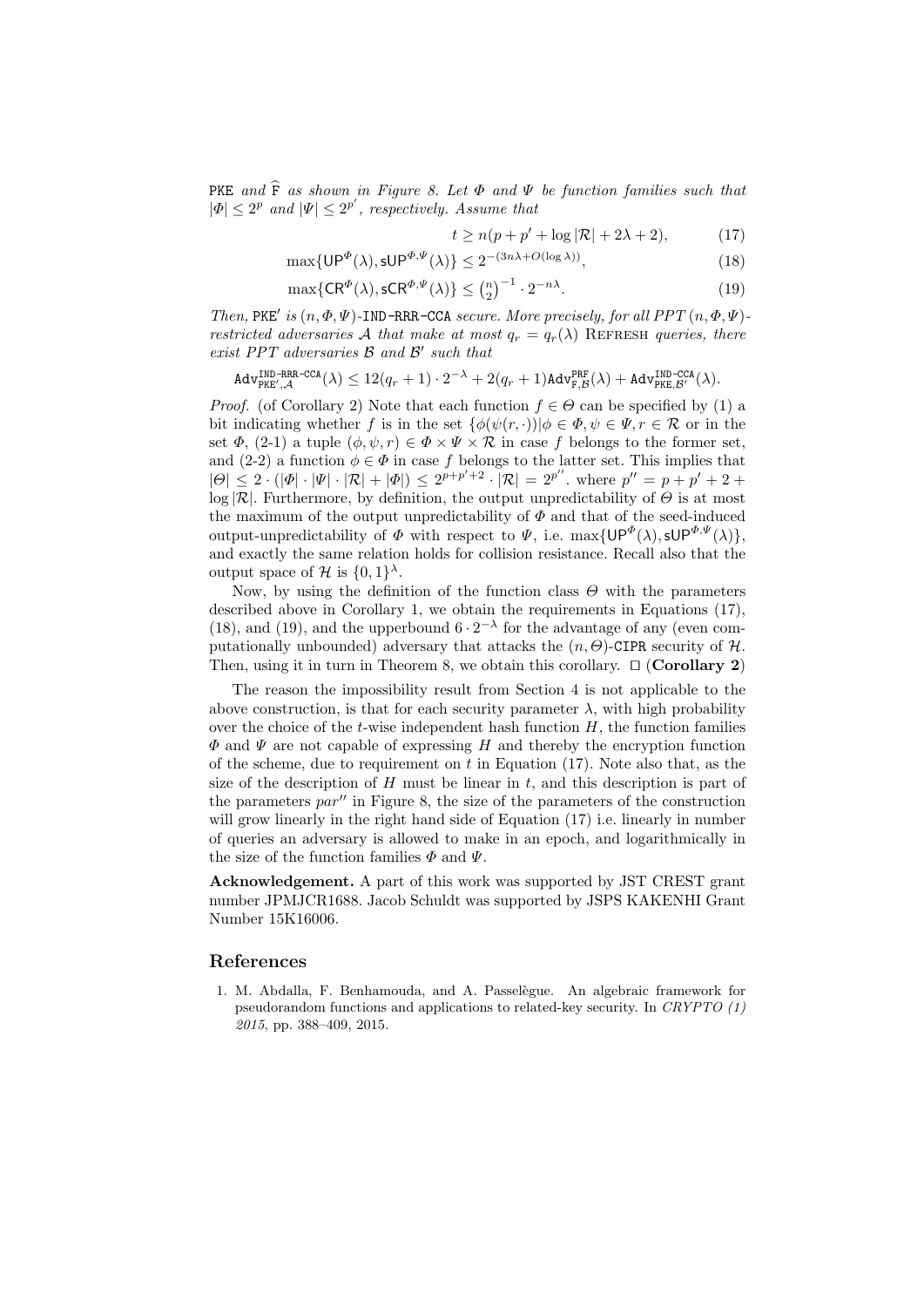PKE *and* $\widehat{\mathtt{F}}$ *as shown in Figure 8. Let* $\Phi$ *and* $\Psi$ *be function families such that* $|\Phi| \leq 2^p$ *and* $|\Psi| \leq 2^{p'}$*, respectively. Assume that*

$$t \geq n(p + p' + \log|\mathcal{R}| + 2\lambda + 2), \tag{17}$$

$$\max\{\mathsf{UP}^{\Phi}(\lambda), \mathsf{sUP}^{\Phi,\Psi}(\lambda)\} \leq 2^{-(3n\lambda + O(\log\lambda))}, \tag{18}$$

$$\max\{\mathsf{CR}^{\Phi}(\lambda), \mathsf{sCR}^{\Phi,\Psi}(\lambda)\} \leq \binom{n}{2}^{-1} \cdot 2^{-n\lambda}. \tag{19}$$

*Then,* $\mathtt{PKE}'$ *is* $(n, \Phi, \Psi)$*-*IND-RRR-CCA *secure. More precisely, for all PPT* $(n, \Phi, \Psi)$*-restricted adversaries* $\mathcal{A}$ *that make at most* $q_r = q_r(\lambda)$ Refresh *queries, there exist PPT adversaries* $\mathcal{B}$ *and* $\mathcal{B}'$ *such that*

$$\mathtt{Adv}^{\mathtt{IND\text{-}RRR\text{-}CCA}}_{\mathtt{PKE}',\mathcal{A}}(\lambda) \leq 12(q_r + 1) \cdot 2^{-\lambda} + 2(q_r + 1)\mathtt{Adv}^{\mathtt{PRF}}_{\mathtt{F},\mathcal{B}}(\lambda) + \mathtt{Adv}^{\mathtt{IND\text{-}CCA}}_{\mathtt{PKE},\mathcal{B}'}(\lambda).$$

*Proof.* (of Corollary 2) Note that each function $f \in \Theta$ can be specified by (1) a bit indicating whether $f$ is in the set $\{\phi(\psi(r, \cdot)) | \phi \in \Phi, \psi \in \Psi, r \in \mathcal{R}$ or in the set $\Phi$, (2-1) a tuple $(\phi, \psi, r) \in \Phi \times \Psi \times \mathcal{R}$ in case $f$ belongs to the former set, and (2-2) a function $\phi \in \Phi$ in case $f$ belongs to the latter set. This implies that $|\Theta| \leq 2 \cdot (|\Phi| \cdot |\Psi| \cdot |\mathcal{R}| + |\Phi|) \leq 2^{p+p'+2} \cdot |\mathcal{R}| = 2^{p''}$. where $p'' = p + p' + 2 + \log|\mathcal{R}|$. Furthermore, by definition, the output unpredictability of $\Theta$ is at most the maximum of the output unpredictability of $\Phi$ and that of the seed-induced output-unpredictability of $\Phi$ with respect to $\Psi$, i.e. $\max\{\mathsf{UP}^{\Phi}(\lambda), \mathsf{sUP}^{\Phi,\Psi}(\lambda)\}$, and exactly the same relation holds for collision resistance. Recall also that the output space of $\mathcal{H}$ is $\{0, 1\}^{\lambda}$.

Now, by using the definition of the function class $\Theta$ with the parameters described above in Corollary 1, we obtain the requirements in Equations (17), (18), and (19), and the upperbound $6 \cdot 2^{-\lambda}$ for the advantage of any (even computationally unbounded) adversary that attacks the $(n, \Theta)$-CIPR security of $\mathcal{H}$. Then, using it in turn in Theorem 8, we obtain this corollary. $\square$ (**Corollary 2**)

The reason the impossibility result from Section 4 is not applicable to the above construction, is that for each security parameter $\lambda$, with high probability over the choice of the $t$-wise independent hash function $H$, the function families $\Phi$ and $\Psi$ are not capable of expressing $H$ and thereby the encryption function of the scheme, due to requirement on $t$ in Equation (17). Note also that, as the size of the description of $H$ must be linear in $t$, and this description is part of the parameters $par''$ in Figure 8, the size of the parameters of the construction will grow linearly in the right hand side of Equation (17) i.e. linearly in number of queries an adversary is allowed to make in an epoch, and logarithmically in the size of the function families $\Phi$ and $\Psi$.

**Acknowledgement.** A part of this work was supported by JST CREST grant number JPMJCR1688. Jacob Schuldt was supported by JSPS KAKENHI Grant Number 15K16006.

## References

1. M. Abdalla, F. Benhamouda, and A. Passelègue. An algebraic framework for pseudorandom functions and applications to related-key security. In *CRYPTO (1) 2015*, pp. 388–409, 2015.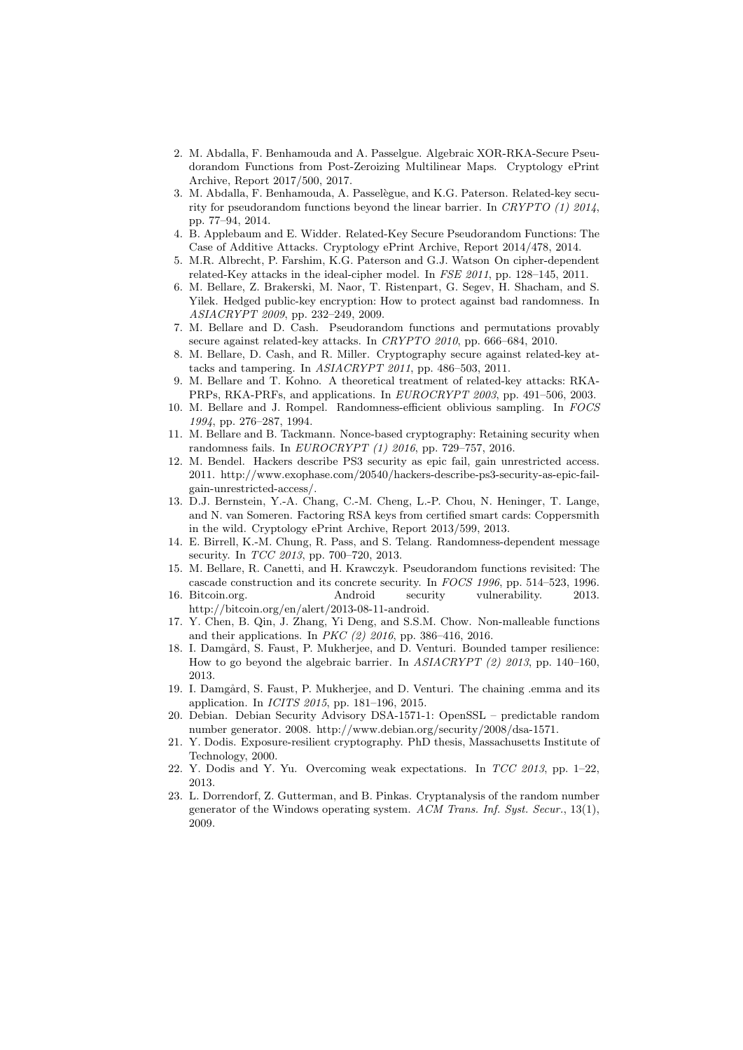2. M. Abdalla, F. Benhamouda and A. Passelgue. Algebraic XOR-RKA-Secure Pseudorandom Functions from Post-Zeroizing Multilinear Maps. Cryptology ePrint Archive, Report 2017/500, 2017.
3. M. Abdalla, F. Benhamouda, A. Passelègue, and K.G. Paterson. Related-key security for pseudorandom functions beyond the linear barrier. In *CRYPTO (1) 2014*, pp. 77–94, 2014.
4. B. Applebaum and E. Widder. Related-Key Secure Pseudorandom Functions: The Case of Additive Attacks. Cryptology ePrint Archive, Report 2014/478, 2014.
5. M.R. Albrecht, P. Farshim, K.G. Paterson and G.J. Watson On cipher-dependent related-Key attacks in the ideal-cipher model. In *FSE 2011*, pp. 128–145, 2011.
6. M. Bellare, Z. Brakerski, M. Naor, T. Ristenpart, G. Segev, H. Shacham, and S. Yilek. Hedged public-key encryption: How to protect against bad randomness. In *ASIACRYPT 2009*, pp. 232–249, 2009.
7. M. Bellare and D. Cash. Pseudorandom functions and permutations provably secure against related-key attacks. In *CRYPTO 2010*, pp. 666–684, 2010.
8. M. Bellare, D. Cash, and R. Miller. Cryptography secure against related-key attacks and tampering. In *ASIACRYPT 2011*, pp. 486–503, 2011.
9. M. Bellare and T. Kohno. A theoretical treatment of related-key attacks: RKA-PRPs, RKA-PRFs, and applications. In *EUROCRYPT 2003*, pp. 491–506, 2003.
10. M. Bellare and J. Rompel. Randomness-efficient oblivious sampling. In *FOCS 1994*, pp. 276–287, 1994.
11. M. Bellare and B. Tackmann. Nonce-based cryptography: Retaining security when randomness fails. In *EUROCRYPT (1) 2016*, pp. 729–757, 2016.
12. M. Bendel. Hackers describe PS3 security as epic fail, gain unrestricted access. 2011. http://www.exophase.com/20540/hackers-describe-ps3-security-as-epic-fail-gain-unrestricted-access/.
13. D.J. Bernstein, Y.-A. Chang, C.-M. Cheng, L.-P. Chou, N. Heninger, T. Lange, and N. van Someren. Factoring RSA keys from certified smart cards: Coppersmith in the wild. Cryptology ePrint Archive, Report 2013/599, 2013.
14. E. Birrell, K.-M. Chung, R. Pass, and S. Telang. Randomness-dependent message security. In *TCC 2013*, pp. 700–720, 2013.
15. M. Bellare, R. Canetti, and H. Krawczyk. Pseudorandom functions revisited: The cascade construction and its concrete security. In *FOCS 1996*, pp. 514–523, 1996.
16. Bitcoin.org. Android security vulnerability. 2013. http://bitcoin.org/en/alert/2013-08-11-android.
17. Y. Chen, B. Qin, J. Zhang, Yi Deng, and S.S.M. Chow. Non-malleable functions and their applications. In *PKC (2) 2016*, pp. 386–416, 2016.
18. I. Damgård, S. Faust, P. Mukherjee, and D. Venturi. Bounded tamper resilience: How to go beyond the algebraic barrier. In *ASIACRYPT (2) 2013*, pp. 140–160, 2013.
19. I. Damgård, S. Faust, P. Mukherjee, and D. Venturi. The chaining .emma and its application. In *ICITS 2015*, pp. 181–196, 2015.
20. Debian. Debian Security Advisory DSA-1571-1: OpenSSL – predictable random number generator. 2008. http://www.debian.org/security/2008/dsa-1571.
21. Y. Dodis. Exposure-resilient cryptography. PhD thesis, Massachusetts Institute of Technology, 2000.
22. Y. Dodis and Y. Yu. Overcoming weak expectations. In *TCC 2013*, pp. 1–22, 2013.
23. L. Dorrendorf, Z. Gutterman, and B. Pinkas. Cryptanalysis of the random number generator of the Windows operating system. *ACM Trans. Inf. Syst. Secur.*, 13(1), 2009.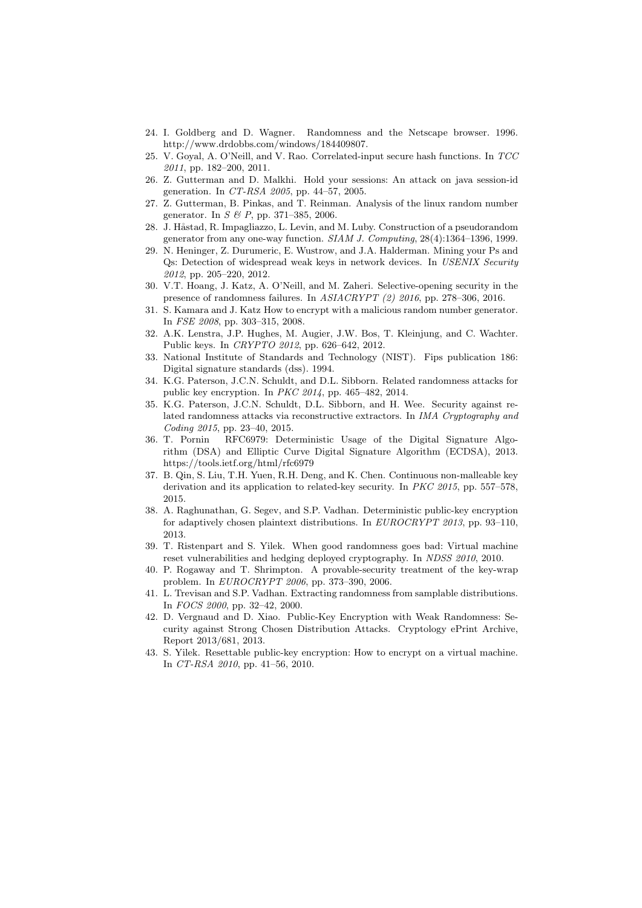24. I. Goldberg and D. Wagner. Randomness and the Netscape browser. 1996. http://www.drdobbs.com/windows/184409807.
25. V. Goyal, A. O'Neill, and V. Rao. Correlated-input secure hash functions. In *TCC 2011*, pp. 182–200, 2011.
26. Z. Gutterman and D. Malkhi. Hold your sessions: An attack on java session-id generation. In *CT-RSA 2005*, pp. 44–57, 2005.
27. Z. Gutterman, B. Pinkas, and T. Reinman. Analysis of the linux random number generator. In *S & P*, pp. 371–385, 2006.
28. J. Håstad, R. Impagliazzo, L. Levin, and M. Luby. Construction of a pseudorandom generator from any one-way function. *SIAM J. Computing*, 28(4):1364–1396, 1999.
29. N. Heninger, Z. Durumeric, E. Wustrow, and J.A. Halderman. Mining your Ps and Qs: Detection of widespread weak keys in network devices. In *USENIX Security 2012*, pp. 205–220, 2012.
30. V.T. Hoang, J. Katz, A. O'Neill, and M. Zaheri. Selective-opening security in the presence of randomness failures. In *ASIACRYPT (2) 2016*, pp. 278–306, 2016.
31. S. Kamara and J. Katz How to encrypt with a malicious random number generator. In *FSE 2008*, pp. 303–315, 2008.
32. A.K. Lenstra, J.P. Hughes, M. Augier, J.W. Bos, T. Kleinjung, and C. Wachter. Public keys. In *CRYPTO 2012*, pp. 626–642, 2012.
33. National Institute of Standards and Technology (NIST). Fips publication 186: Digital signature standards (dss). 1994.
34. K.G. Paterson, J.C.N. Schuldt, and D.L. Sibborn. Related randomness attacks for public key encryption. In *PKC 2014*, pp. 465–482, 2014.
35. K.G. Paterson, J.C.N. Schuldt, D.L. Sibborn, and H. Wee. Security against related randomness attacks via reconstructive extractors. In *IMA Cryptography and Coding 2015*, pp. 23–40, 2015.
36. T. Pornin RFC6979: Deterministic Usage of the Digital Signature Algorithm (DSA) and Elliptic Curve Digital Signature Algorithm (ECDSA), 2013. https://tools.ietf.org/html/rfc6979
37. B. Qin, S. Liu, T.H. Yuen, R.H. Deng, and K. Chen. Continuous non-malleable key derivation and its application to related-key security. In *PKC 2015*, pp. 557–578, 2015.
38. A. Raghunathan, G. Segev, and S.P. Vadhan. Deterministic public-key encryption for adaptively chosen plaintext distributions. In *EUROCRYPT 2013*, pp. 93–110, 2013.
39. T. Ristenpart and S. Yilek. When good randomness goes bad: Virtual machine reset vulnerabilities and hedging deployed cryptography. In *NDSS 2010*, 2010.
40. P. Rogaway and T. Shrimpton. A provable-security treatment of the key-wrap problem. In *EUROCRYPT 2006*, pp. 373–390, 2006.
41. L. Trevisan and S.P. Vadhan. Extracting randomness from samplable distributions. In *FOCS 2000*, pp. 32–42, 2000.
42. D. Vergnaud and D. Xiao. Public-Key Encryption with Weak Randomness: Security against Strong Chosen Distribution Attacks. Cryptology ePrint Archive, Report 2013/681, 2013.
43. S. Yilek. Resettable public-key encryption: How to encrypt on a virtual machine. In *CT-RSA 2010*, pp. 41–56, 2010.